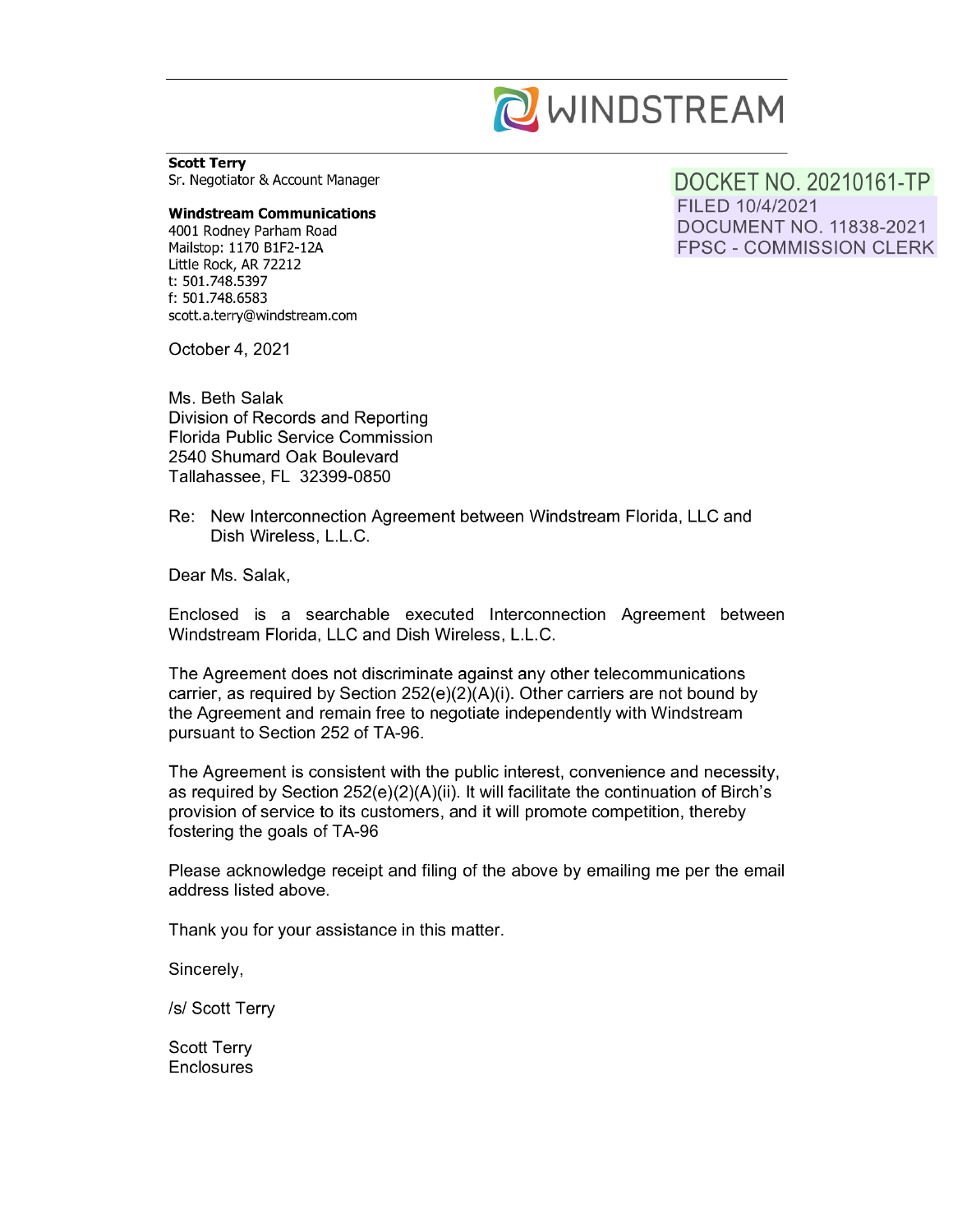WINDSTREAM

**Scott Terry**
Sr. Negotiator & Account Manager

DOCKET NO. 20210161-TP
FILED 10/4/2021
DOCUMENT NO. 11838-2021
FPSC - COMMISSION CLERK

**Windstream Communications**
4001 Rodney Parham Road
Mailstop: 1170 B1F2-12A
Little Rock, AR 72212
t: 501.748.5397
f: 501.748.6583
scott.a.terry@windstream.com

October 4, 2021

Ms. Beth Salak
Division of Records and Reporting
Florida Public Service Commission
2540 Shumard Oak Boulevard
Tallahassee, FL 32399-0850

Re: New Interconnection Agreement between Windstream Florida, LLC and Dish Wireless, L.L.C.

Dear Ms. Salak,

Enclosed is a searchable executed Interconnection Agreement between Windstream Florida, LLC and Dish Wireless, L.L.C.

The Agreement does not discriminate against any other telecommunications carrier, as required by Section 252(e)(2)(A)(i). Other carriers are not bound by the Agreement and remain free to negotiate independently with Windstream pursuant to Section 252 of TA-96.

The Agreement is consistent with the public interest, convenience and necessity, as required by Section 252(e)(2)(A)(ii). It will facilitate the continuation of Birch's provision of service to its customers, and it will promote competition, thereby fostering the goals of TA-96

Please acknowledge receipt and filing of the above by emailing me per the email address listed above.

Thank you for your assistance in this matter.

Sincerely,

/s/ Scott Terry

Scott Terry
Enclosures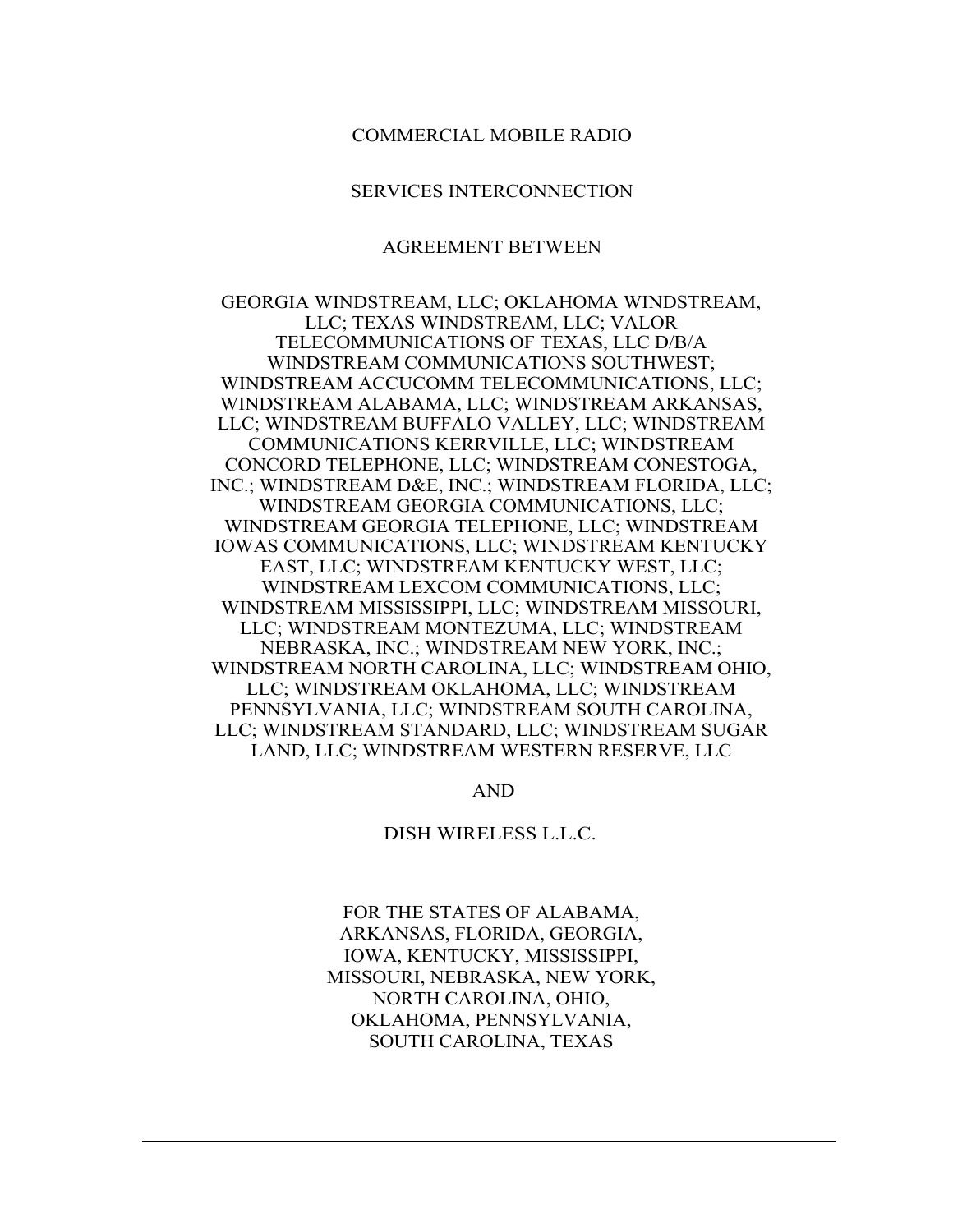COMMERCIAL MOBILE RADIO

SERVICES INTERCONNECTION

AGREEMENT BETWEEN

GEORGIA WINDSTREAM, LLC; OKLAHOMA WINDSTREAM, LLC; TEXAS WINDSTREAM, LLC; VALOR TELECOMMUNICATIONS OF TEXAS, LLC D/B/A WINDSTREAM COMMUNICATIONS SOUTHWEST; WINDSTREAM ACCUCOMM TELECOMMUNICATIONS, LLC; WINDSTREAM ALABAMA, LLC; WINDSTREAM ARKANSAS, LLC; WINDSTREAM BUFFALO VALLEY, LLC; WINDSTREAM COMMUNICATIONS KERRVILLE, LLC; WINDSTREAM CONCORD TELEPHONE, LLC; WINDSTREAM CONESTOGA, INC.; WINDSTREAM D&E, INC.; WINDSTREAM FLORIDA, LLC; WINDSTREAM GEORGIA COMMUNICATIONS, LLC; WINDSTREAM GEORGIA TELEPHONE, LLC; WINDSTREAM IOWAS COMMUNICATIONS, LLC; WINDSTREAM KENTUCKY EAST, LLC; WINDSTREAM KENTUCKY WEST, LLC; WINDSTREAM LEXCOM COMMUNICATIONS, LLC; WINDSTREAM MISSISSIPPI, LLC; WINDSTREAM MISSOURI, LLC; WINDSTREAM MONTEZUMA, LLC; WINDSTREAM NEBRASKA, INC.; WINDSTREAM NEW YORK, INC.; WINDSTREAM NORTH CAROLINA, LLC; WINDSTREAM OHIO, LLC; WINDSTREAM OKLAHOMA, LLC; WINDSTREAM PENNSYLVANIA, LLC; WINDSTREAM SOUTH CAROLINA, LLC; WINDSTREAM STANDARD, LLC; WINDSTREAM SUGAR LAND, LLC; WINDSTREAM WESTERN RESERVE, LLC

AND

DISH WIRELESS L.L.C.

FOR THE STATES OF ALABAMA, ARKANSAS, FLORIDA, GEORGIA, IOWA, KENTUCKY, MISSISSIPPI, MISSOURI, NEBRASKA, NEW YORK, NORTH CAROLINA, OHIO, OKLAHOMA, PENNSYLVANIA, SOUTH CAROLINA, TEXAS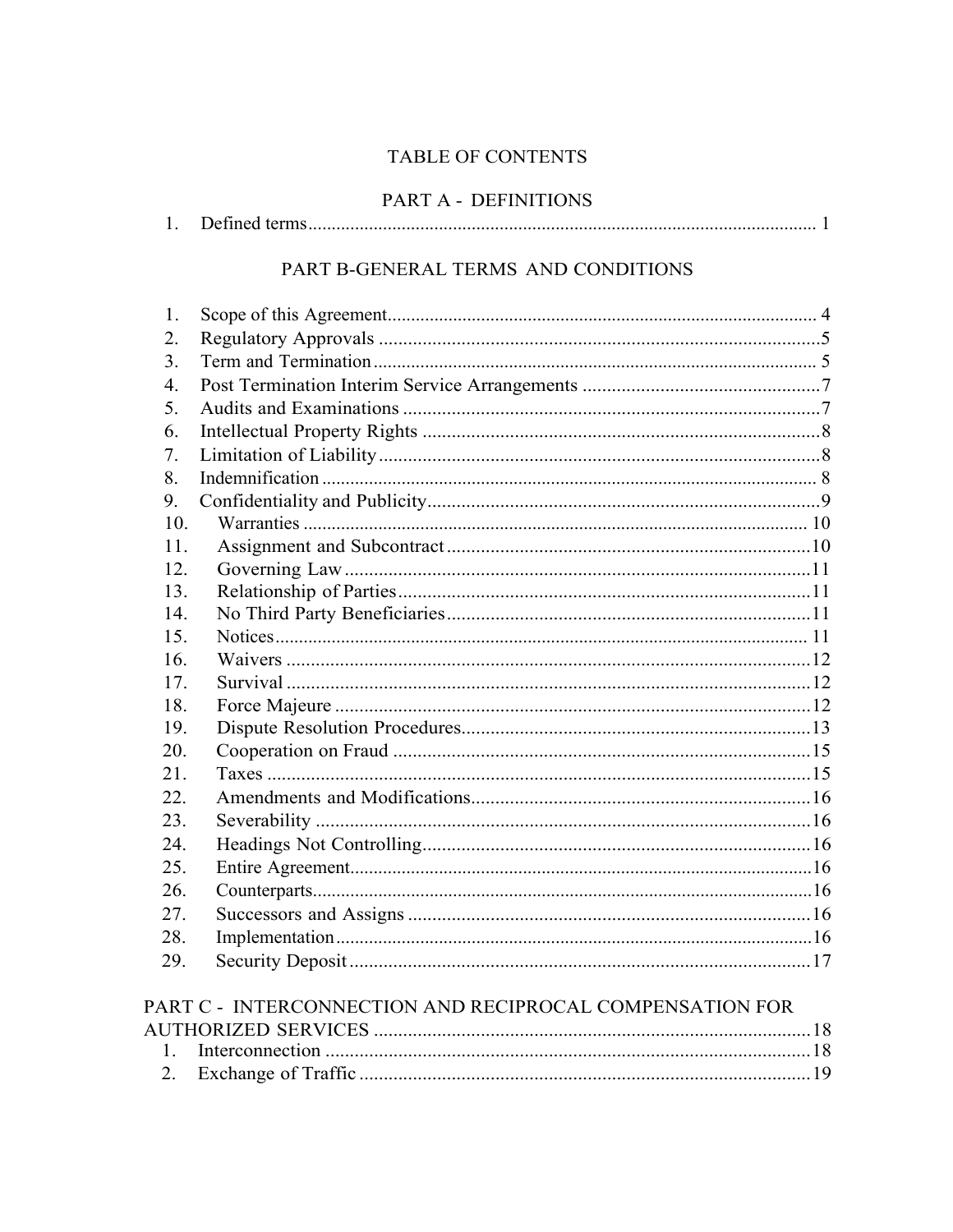# TABLE OF CONTENTS

## PART A - DEFINITIONS

1. Defined terms ........................................ 1

## PART B-GENERAL TERMS AND CONDITIONS

1. Scope of this Agreement ........................................ 4
2. Regulatory Approvals ........................................ 5
3. Term and Termination ........................................ 5
4. Post Termination Interim Service Arrangements ........................................ 7
5. Audits and Examinations ........................................ 7
6. Intellectual Property Rights ........................................ 8
7. Limitation of Liability ........................................ 8
8. Indemnification ........................................ 8
9. Confidentiality and Publicity ........................................ 9
10. Warranties ........................................ 10
11. Assignment and Subcontract ........................................ 10
12. Governing Law ........................................ 11
13. Relationship of Parties ........................................ 11
14. No Third Party Beneficiaries ........................................ 11
15. Notices ........................................ 11
16. Waivers ........................................ 12
17. Survival ........................................ 12
18. Force Majeure ........................................ 12
19. Dispute Resolution Procedures ........................................ 13
20. Cooperation on Fraud ........................................ 15
21. Taxes ........................................ 15
22. Amendments and Modifications ........................................ 16
23. Severability ........................................ 16
24. Headings Not Controlling ........................................ 16
25. Entire Agreement ........................................ 16
26. Counterparts ........................................ 16
27. Successors and Assigns ........................................ 16
28. Implementation ........................................ 16
29. Security Deposit ........................................ 17

## PART C - INTERCONNECTION AND RECIPROCAL COMPENSATION FOR AUTHORIZED SERVICES ........................................ 18

1. Interconnection ........................................ 18
2. Exchange of Traffic ........................................ 19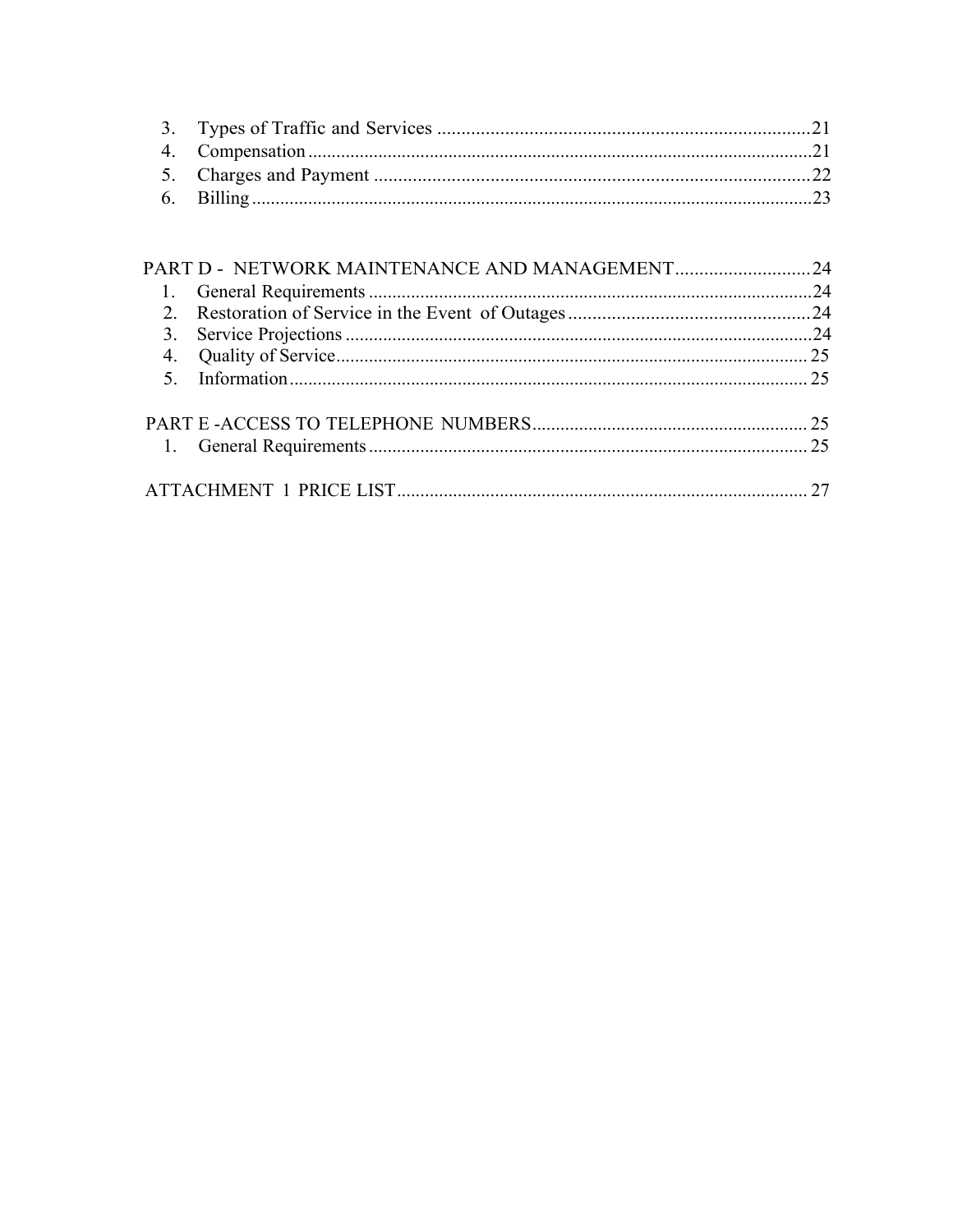3. Types of Traffic and Services ....................................................................................21
4. Compensation ..............................................................................................................21
5. Charges and Payment ..................................................................................................22
6. Billing ...........................................................................................................................23

PART D - NETWORK MAINTENANCE AND MANAGEMENT ............................24
1. General Requirements ...................................................................................................24
2. Restoration of Service in the Event of Outages ..........................................................24
3. Service Projections .......................................................................................................24
4. Quality of Service ..........................................................................................................25
5. Information ...................................................................................................................25

PART E -ACCESS TO TELEPHONE NUMBERS ..........................................................25
1. General Requirements ...................................................................................................25

ATTACHMENT 1 PRICE LIST ........................................................................................27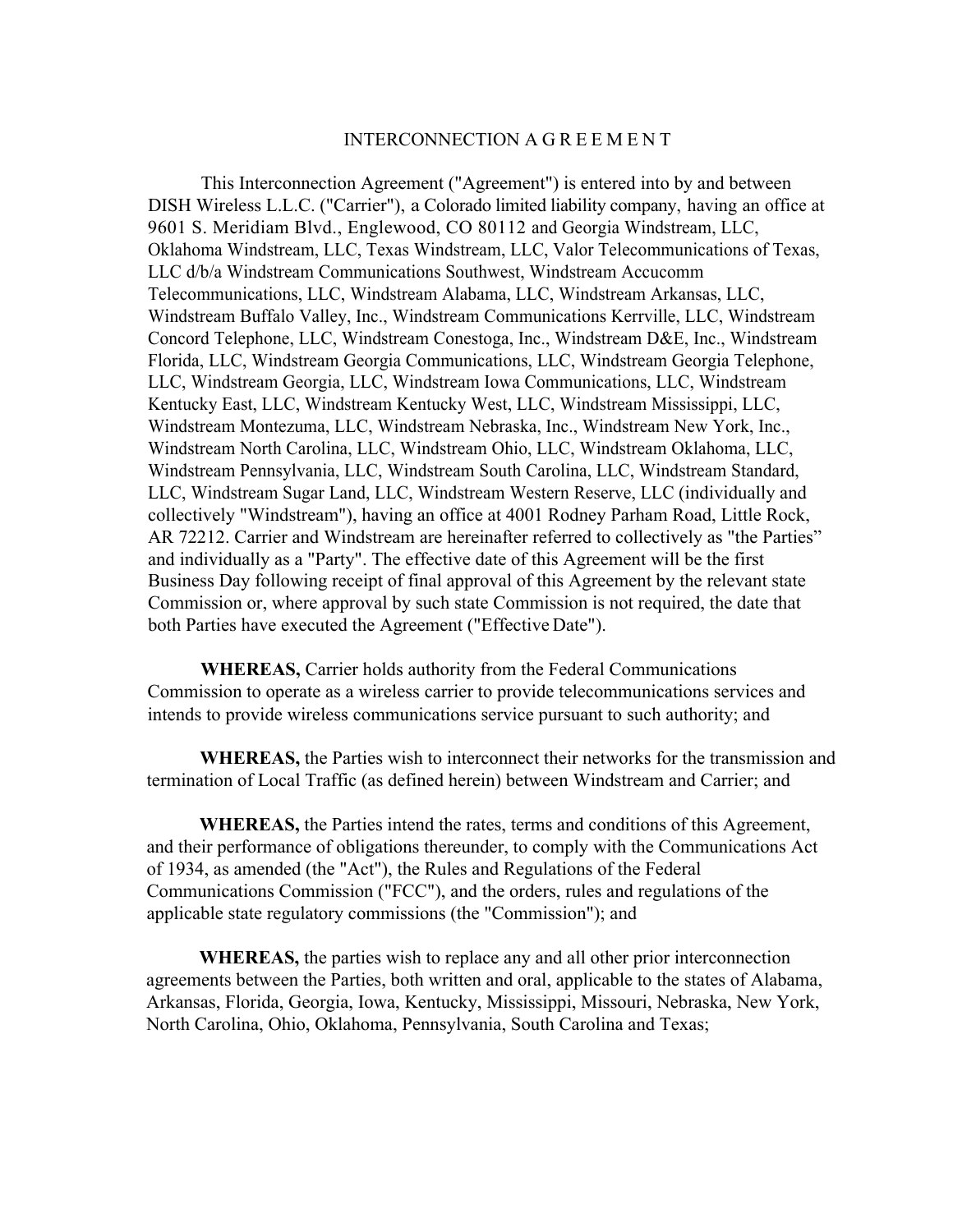# INTERCONNECTION A G R E E M E N T

This Interconnection Agreement ("Agreement") is entered into by and between DISH Wireless L.L.C. ("Carrier"), a Colorado limited liability company, having an office at 9601 S. Meridiam Blvd., Englewood, CO 80112 and Georgia Windstream, LLC, Oklahoma Windstream, LLC, Texas Windstream, LLC, Valor Telecommunications of Texas, LLC d/b/a Windstream Communications Southwest, Windstream Accucomm Telecommunications, LLC, Windstream Alabama, LLC, Windstream Arkansas, LLC, Windstream Buffalo Valley, Inc., Windstream Communications Kerrville, LLC, Windstream Concord Telephone, LLC, Windstream Conestoga, Inc., Windstream D&E, Inc., Windstream Florida, LLC, Windstream Georgia Communications, LLC, Windstream Georgia Telephone, LLC, Windstream Georgia, LLC, Windstream Iowa Communications, LLC, Windstream Kentucky East, LLC, Windstream Kentucky West, LLC, Windstream Mississippi, LLC, Windstream Montezuma, LLC, Windstream Nebraska, Inc., Windstream New York, Inc., Windstream North Carolina, LLC, Windstream Ohio, LLC, Windstream Oklahoma, LLC, Windstream Pennsylvania, LLC, Windstream South Carolina, LLC, Windstream Standard, LLC, Windstream Sugar Land, LLC, Windstream Western Reserve, LLC (individually and collectively "Windstream"), having an office at 4001 Rodney Parham Road, Little Rock, AR 72212. Carrier and Windstream are hereinafter referred to collectively as "the Parties" and individually as a "Party". The effective date of this Agreement will be the first Business Day following receipt of final approval of this Agreement by the relevant state Commission or, where approval by such state Commission is not required, the date that both Parties have executed the Agreement ("Effective Date").

**WHEREAS,** Carrier holds authority from the Federal Communications Commission to operate as a wireless carrier to provide telecommunications services and intends to provide wireless communications service pursuant to such authority; and

**WHEREAS,** the Parties wish to interconnect their networks for the transmission and termination of Local Traffic (as defined herein) between Windstream and Carrier; and

**WHEREAS,** the Parties intend the rates, terms and conditions of this Agreement, and their performance of obligations thereunder, to comply with the Communications Act of 1934, as amended (the "Act"), the Rules and Regulations of the Federal Communications Commission ("FCC"), and the orders, rules and regulations of the applicable state regulatory commissions (the "Commission"); and

**WHEREAS,** the parties wish to replace any and all other prior interconnection agreements between the Parties, both written and oral, applicable to the states of Alabama, Arkansas, Florida, Georgia, Iowa, Kentucky, Mississippi, Missouri, Nebraska, New York, North Carolina, Ohio, Oklahoma, Pennsylvania, South Carolina and Texas;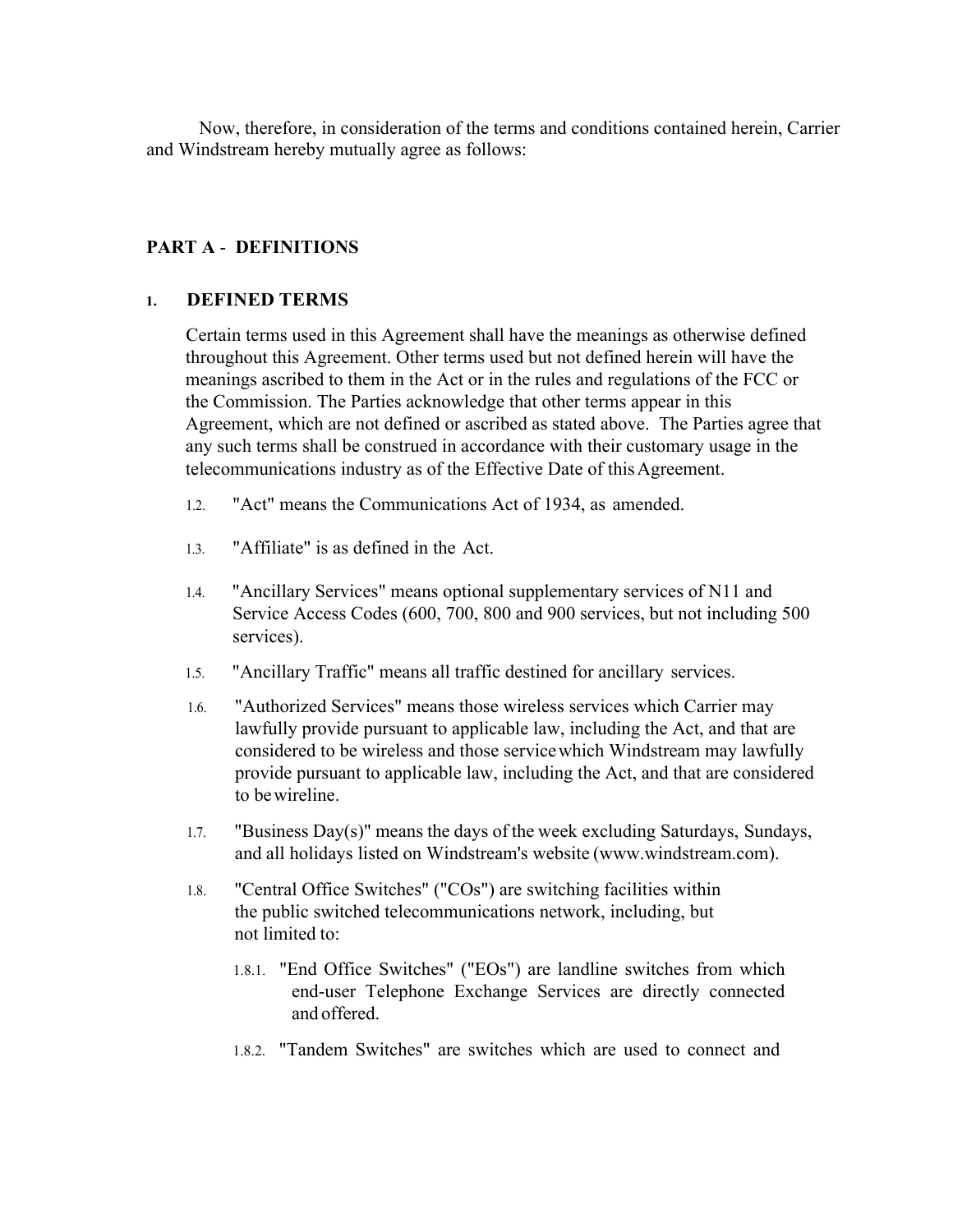Now, therefore, in consideration of the terms and conditions contained herein, Carrier and Windstream hereby mutually agree as follows:

## PART A - DEFINITIONS

### 1. DEFINED TERMS

Certain terms used in this Agreement shall have the meanings as otherwise defined throughout this Agreement. Other terms used but not defined herein will have the meanings ascribed to them in the Act or in the rules and regulations of the FCC or the Commission. The Parties acknowledge that other terms appear in this Agreement, which are not defined or ascribed as stated above. The Parties agree that any such terms shall be construed in accordance with their customary usage in the telecommunications industry as of the Effective Date of this Agreement.

1.2. "Act" means the Communications Act of 1934, as amended.

1.3. "Affiliate" is as defined in the Act.

1.4. "Ancillary Services" means optional supplementary services of N11 and Service Access Codes (600, 700, 800 and 900 services, but not including 500 services).

1.5. "Ancillary Traffic" means all traffic destined for ancillary services.

1.6. "Authorized Services" means those wireless services which Carrier may lawfully provide pursuant to applicable law, including the Act, and that are considered to be wireless and those service which Windstream may lawfully provide pursuant to applicable law, including the Act, and that are considered to be wireline.

1.7. "Business Day(s)" means the days of the week excluding Saturdays, Sundays, and all holidays listed on Windstream's website (www.windstream.com).

1.8. "Central Office Switches" ("COs") are switching facilities within the public switched telecommunications network, including, but not limited to:

1.8.1. "End Office Switches" ("EOs") are landline switches from which end-user Telephone Exchange Services are directly connected and offered.

1.8.2. "Tandem Switches" are switches which are used to connect and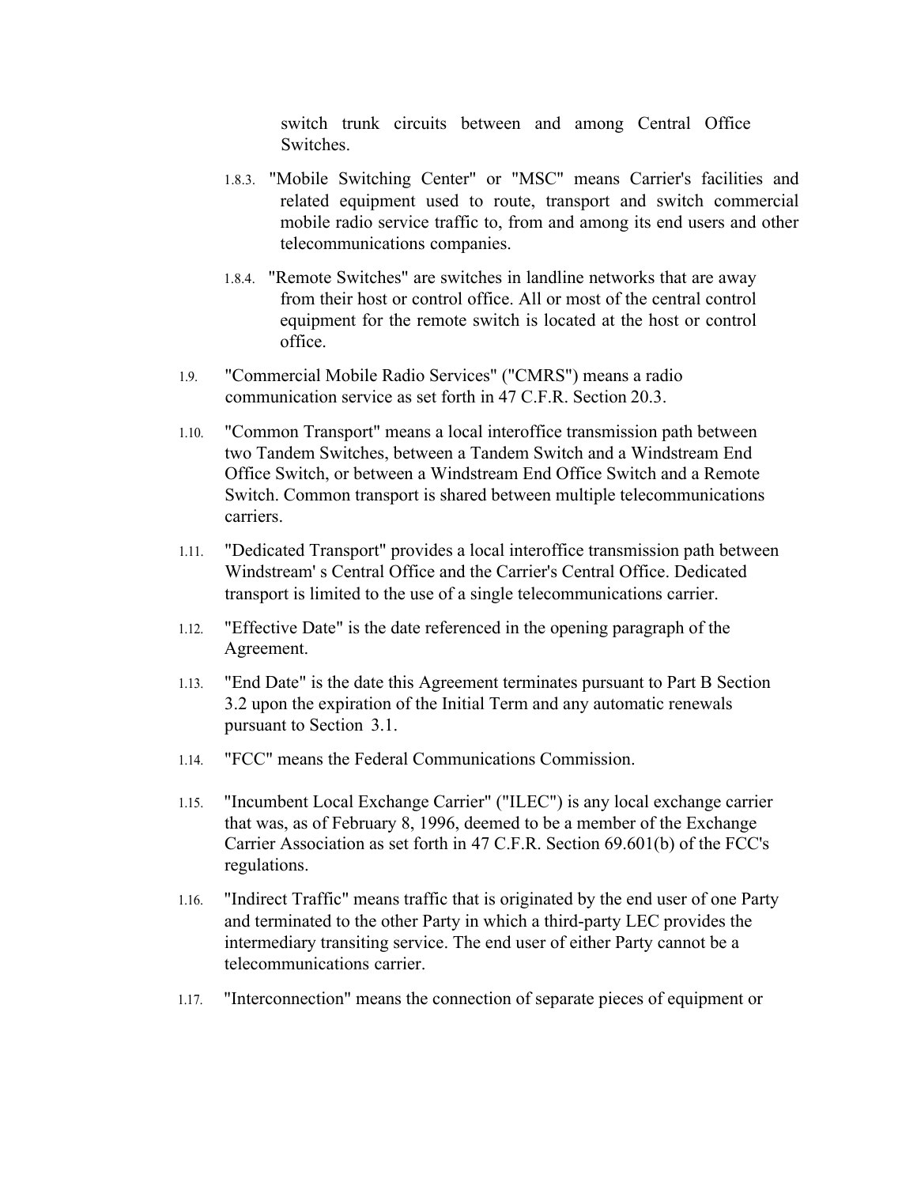switch trunk circuits between and among Central Office Switches.

1.8.3. "Mobile Switching Center" or "MSC" means Carrier's facilities and related equipment used to route, transport and switch commercial mobile radio service traffic to, from and among its end users and other telecommunications companies.

1.8.4. "Remote Switches" are switches in landline networks that are away from their host or control office. All or most of the central control equipment for the remote switch is located at the host or control office.

1.9. "Commercial Mobile Radio Services" ("CMRS") means a radio communication service as set forth in 47 C.F.R. Section 20.3.

1.10. "Common Transport" means a local interoffice transmission path between two Tandem Switches, between a Tandem Switch and a Windstream End Office Switch, or between a Windstream End Office Switch and a Remote Switch. Common transport is shared between multiple telecommunications carriers.

1.11. "Dedicated Transport" provides a local interoffice transmission path between Windstream' s Central Office and the Carrier's Central Office. Dedicated transport is limited to the use of a single telecommunications carrier.

1.12. "Effective Date" is the date referenced in the opening paragraph of the Agreement.

1.13. "End Date" is the date this Agreement terminates pursuant to Part B Section 3.2 upon the expiration of the Initial Term and any automatic renewals pursuant to Section 3.1.

1.14. "FCC" means the Federal Communications Commission.

1.15. "Incumbent Local Exchange Carrier" ("ILEC") is any local exchange carrier that was, as of February 8, 1996, deemed to be a member of the Exchange Carrier Association as set forth in 47 C.F.R. Section 69.601(b) of the FCC's regulations.

1.16. "Indirect Traffic" means traffic that is originated by the end user of one Party and terminated to the other Party in which a third-party LEC provides the intermediary transiting service. The end user of either Party cannot be a telecommunications carrier.

1.17. "Interconnection" means the connection of separate pieces of equipment or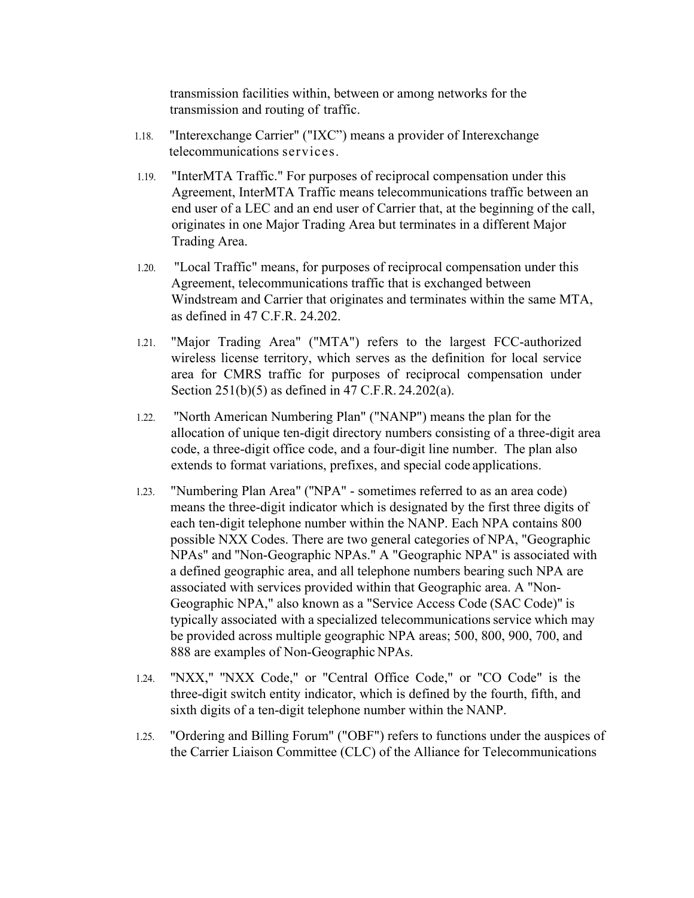transmission facilities within, between or among networks for the transmission and routing of traffic.

1.18. "Interexchange Carrier" ("IXC") means a provider of Interexchange telecommunications services.

1.19. "InterMTA Traffic." For purposes of reciprocal compensation under this Agreement, InterMTA Traffic means telecommunications traffic between an end user of a LEC and an end user of Carrier that, at the beginning of the call, originates in one Major Trading Area but terminates in a different Major Trading Area.

1.20. "Local Traffic" means, for purposes of reciprocal compensation under this Agreement, telecommunications traffic that is exchanged between Windstream and Carrier that originates and terminates within the same MTA, as defined in 47 C.F.R. 24.202.

1.21. "Major Trading Area" ("MTA") refers to the largest FCC-authorized wireless license territory, which serves as the definition for local service area for CMRS traffic for purposes of reciprocal compensation under Section 251(b)(5) as defined in 47 C.F.R. 24.202(a).

1.22. "North American Numbering Plan" ("NANP") means the plan for the allocation of unique ten-digit directory numbers consisting of a three-digit area code, a three-digit office code, and a four-digit line number. The plan also extends to format variations, prefixes, and special code applications.

1.23. "Numbering Plan Area" ("NPA" - sometimes referred to as an area code) means the three-digit indicator which is designated by the first three digits of each ten-digit telephone number within the NANP. Each NPA contains 800 possible NXX Codes. There are two general categories of NPA, "Geographic NPAs" and "Non-Geographic NPAs." A "Geographic NPA" is associated with a defined geographic area, and all telephone numbers bearing such NPA are associated with services provided within that Geographic area. A "Non-Geographic NPA," also known as a "Service Access Code (SAC Code)" is typically associated with a specialized telecommunications service which may be provided across multiple geographic NPA areas; 500, 800, 900, 700, and 888 are examples of Non-Geographic NPAs.

1.24. "NXX," "NXX Code," or "Central Office Code," or "CO Code" is the three-digit switch entity indicator, which is defined by the fourth, fifth, and sixth digits of a ten-digit telephone number within the NANP.

1.25. "Ordering and Billing Forum" ("OBF") refers to functions under the auspices of the Carrier Liaison Committee (CLC) of the Alliance for Telecommunications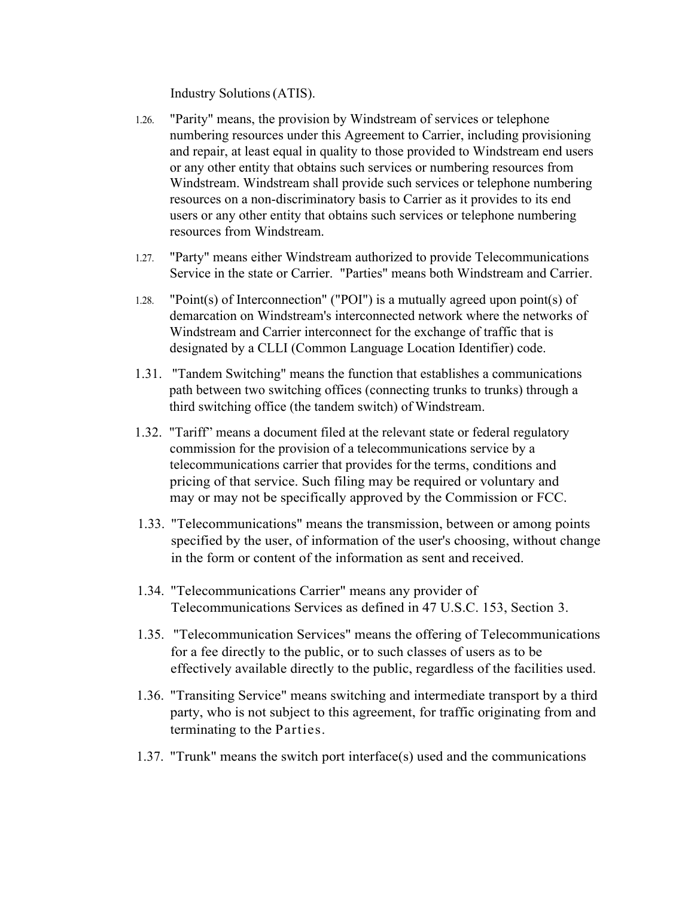Industry Solutions (ATIS).

1.26. "Parity" means, the provision by Windstream of services or telephone numbering resources under this Agreement to Carrier, including provisioning and repair, at least equal in quality to those provided to Windstream end users or any other entity that obtains such services or numbering resources from Windstream. Windstream shall provide such services or telephone numbering resources on a non-discriminatory basis to Carrier as it provides to its end users or any other entity that obtains such services or telephone numbering resources from Windstream.

1.27. "Party" means either Windstream authorized to provide Telecommunications Service in the state or Carrier. "Parties" means both Windstream and Carrier.

1.28. "Point(s) of Interconnection" ("POI") is a mutually agreed upon point(s) of demarcation on Windstream's interconnected network where the networks of Windstream and Carrier interconnect for the exchange of traffic that is designated by a CLLI (Common Language Location Identifier) code.

1.31. "Tandem Switching" means the function that establishes a communications path between two switching offices (connecting trunks to trunks) through a third switching office (the tandem switch) of Windstream.

1.32. "Tariff" means a document filed at the relevant state or federal regulatory commission for the provision of a telecommunications service by a telecommunications carrier that provides for the terms, conditions and pricing of that service. Such filing may be required or voluntary and may or may not be specifically approved by the Commission or FCC.

1.33. "Telecommunications" means the transmission, between or among points specified by the user, of information of the user's choosing, without change in the form or content of the information as sent and received.

1.34. "Telecommunications Carrier" means any provider of Telecommunications Services as defined in 47 U.S.C. 153, Section 3.

1.35. "Telecommunication Services" means the offering of Telecommunications for a fee directly to the public, or to such classes of users as to be effectively available directly to the public, regardless of the facilities used.

1.36. "Transiting Service" means switching and intermediate transport by a third party, who is not subject to this agreement, for traffic originating from and terminating to the Parties.

1.37. "Trunk" means the switch port interface(s) used and the communications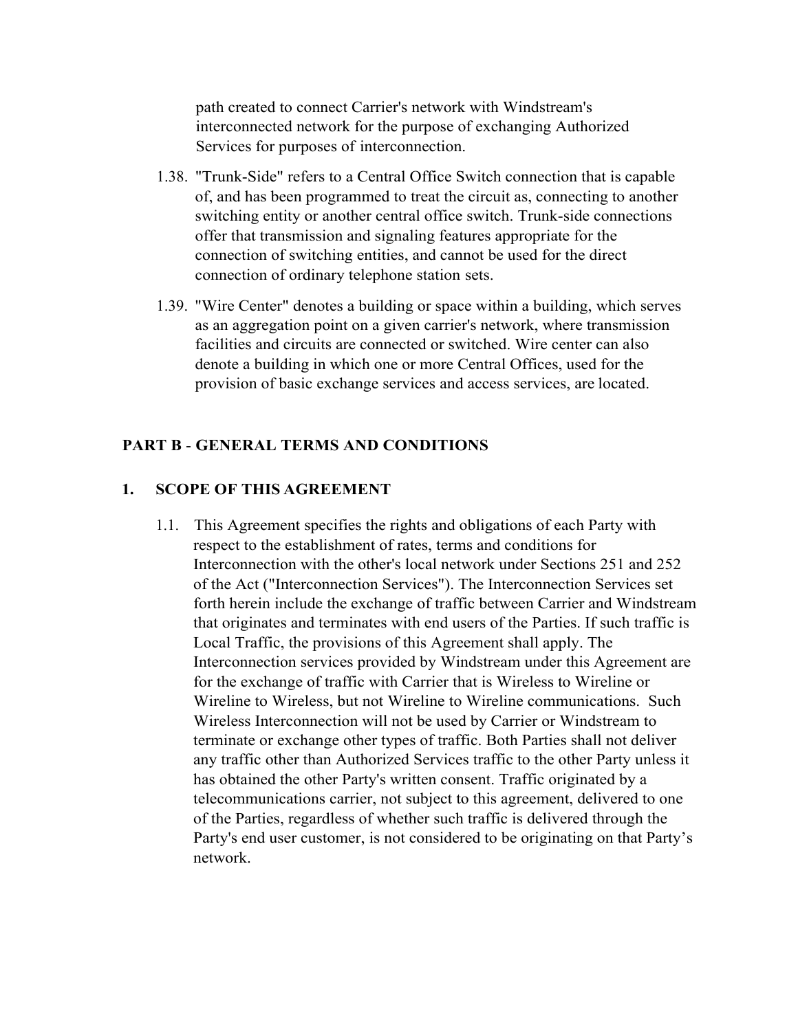path created to connect Carrier's network with Windstream's interconnected network for the purpose of exchanging Authorized Services for purposes of interconnection.

1.38. "Trunk-Side" refers to a Central Office Switch connection that is capable of, and has been programmed to treat the circuit as, connecting to another switching entity or another central office switch. Trunk-side connections offer that transmission and signaling features appropriate for the connection of switching entities, and cannot be used for the direct connection of ordinary telephone station sets.

1.39. "Wire Center" denotes a building or space within a building, which serves as an aggregation point on a given carrier's network, where transmission facilities and circuits are connected or switched. Wire center can also denote a building in which one or more Central Offices, used for the provision of basic exchange services and access services, are located.

## PART B - GENERAL TERMS AND CONDITIONS

### 1. SCOPE OF THIS AGREEMENT

1.1. This Agreement specifies the rights and obligations of each Party with respect to the establishment of rates, terms and conditions for Interconnection with the other's local network under Sections 251 and 252 of the Act ("Interconnection Services"). The Interconnection Services set forth herein include the exchange of traffic between Carrier and Windstream that originates and terminates with end users of the Parties. If such traffic is Local Traffic, the provisions of this Agreement shall apply. The Interconnection services provided by Windstream under this Agreement are for the exchange of traffic with Carrier that is Wireless to Wireline or Wireline to Wireless, but not Wireline to Wireline communications. Such Wireless Interconnection will not be used by Carrier or Windstream to terminate or exchange other types of traffic. Both Parties shall not deliver any traffic other than Authorized Services traffic to the other Party unless it has obtained the other Party's written consent. Traffic originated by a telecommunications carrier, not subject to this agreement, delivered to one of the Parties, regardless of whether such traffic is delivered through the Party's end user customer, is not considered to be originating on that Party's network.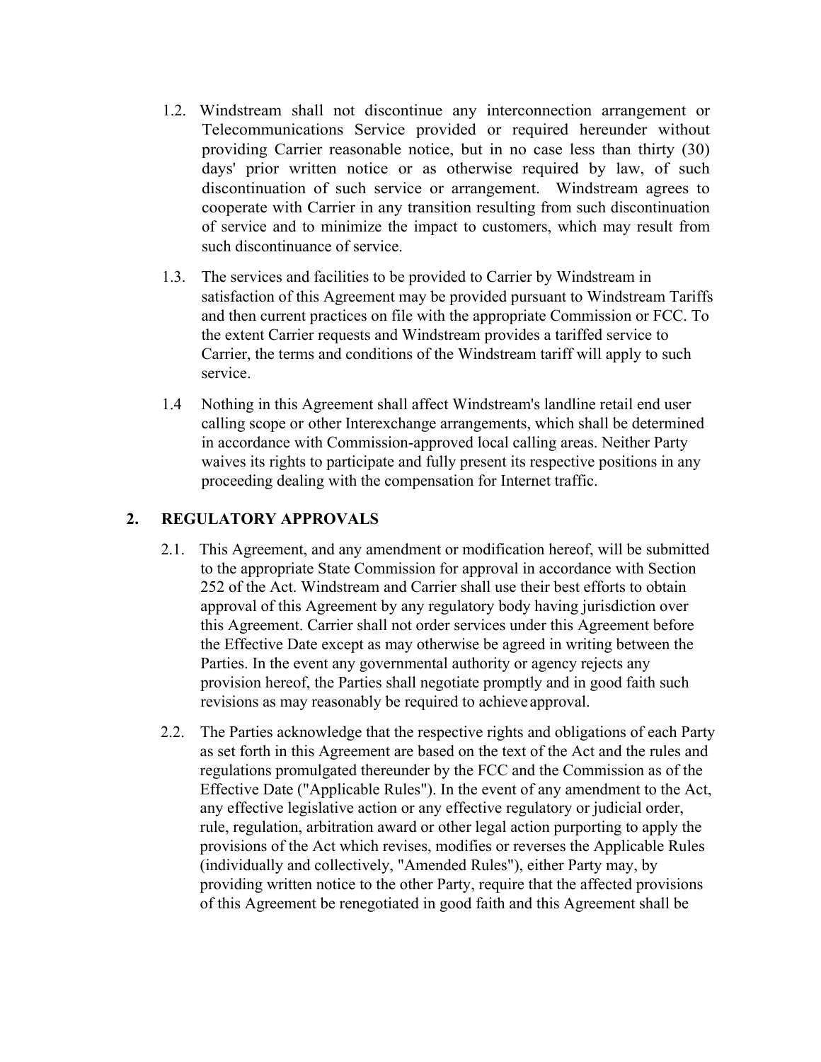1.2. Windstream shall not discontinue any interconnection arrangement or Telecommunications Service provided or required hereunder without providing Carrier reasonable notice, but in no case less than thirty (30) days' prior written notice or as otherwise required by law, of such discontinuation of such service or arrangement. Windstream agrees to cooperate with Carrier in any transition resulting from such discontinuation of service and to minimize the impact to customers, which may result from such discontinuance of service.

1.3. The services and facilities to be provided to Carrier by Windstream in satisfaction of this Agreement may be provided pursuant to Windstream Tariffs and then current practices on file with the appropriate Commission or FCC. To the extent Carrier requests and Windstream provides a tariffed service to Carrier, the terms and conditions of the Windstream tariff will apply to such service.

1.4 Nothing in this Agreement shall affect Windstream's landline retail end user calling scope or other Interexchange arrangements, which shall be determined in accordance with Commission-approved local calling areas. Neither Party waives its rights to participate and fully present its respective positions in any proceeding dealing with the compensation for Internet traffic.

## 2. REGULATORY APPROVALS

2.1. This Agreement, and any amendment or modification hereof, will be submitted to the appropriate State Commission for approval in accordance with Section 252 of the Act. Windstream and Carrier shall use their best efforts to obtain approval of this Agreement by any regulatory body having jurisdiction over this Agreement. Carrier shall not order services under this Agreement before the Effective Date except as may otherwise be agreed in writing between the Parties. In the event any governmental authority or agency rejects any provision hereof, the Parties shall negotiate promptly and in good faith such revisions as may reasonably be required to achieve approval.

2.2. The Parties acknowledge that the respective rights and obligations of each Party as set forth in this Agreement are based on the text of the Act and the rules and regulations promulgated thereunder by the FCC and the Commission as of the Effective Date ("Applicable Rules"). In the event of any amendment to the Act, any effective legislative action or any effective regulatory or judicial order, rule, regulation, arbitration award or other legal action purporting to apply the provisions of the Act which revises, modifies or reverses the Applicable Rules (individually and collectively, "Amended Rules"), either Party may, by providing written notice to the other Party, require that the affected provisions of this Agreement be renegotiated in good faith and this Agreement shall be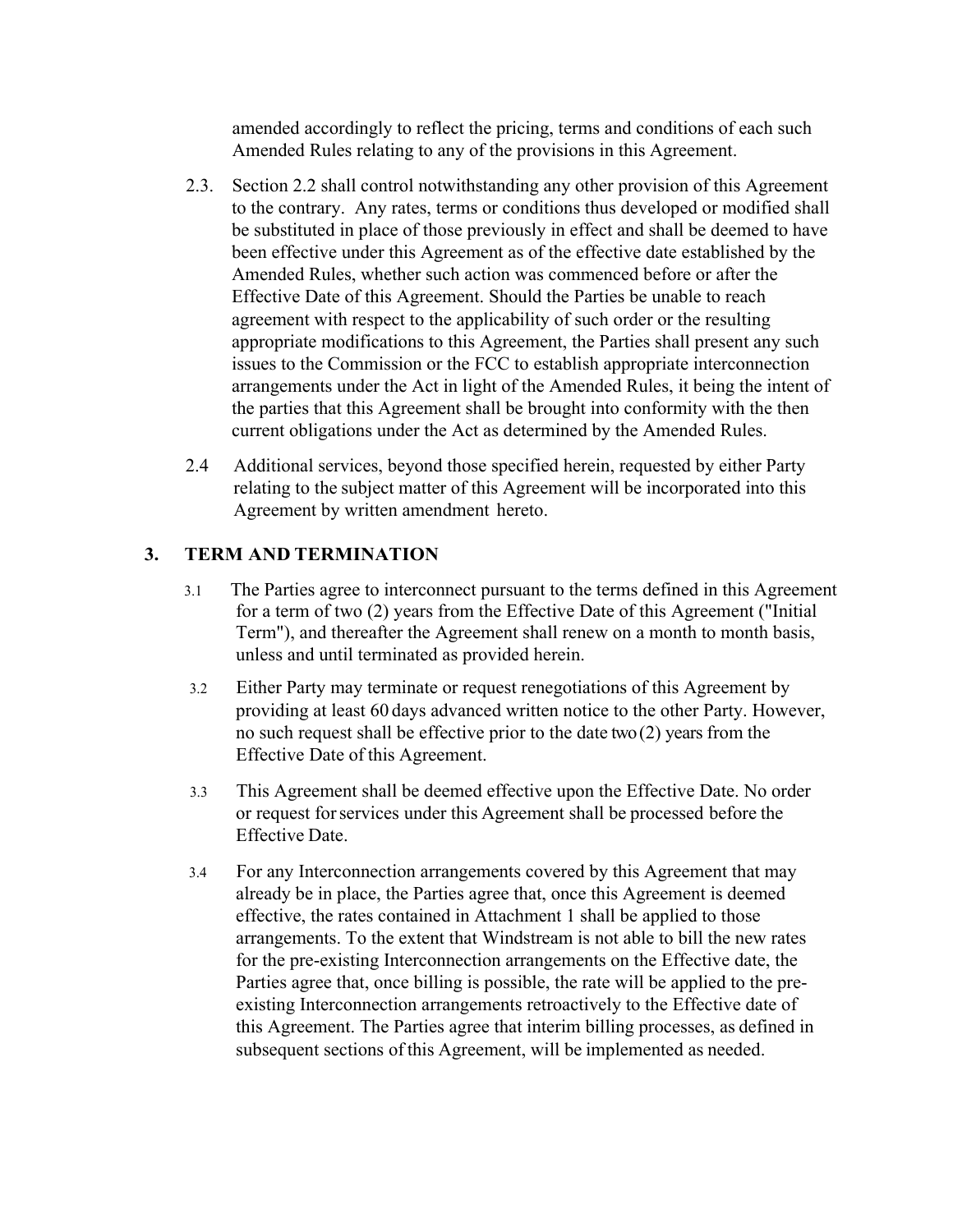amended accordingly to reflect the pricing, terms and conditions of each such Amended Rules relating to any of the provisions in this Agreement.

2.3. Section 2.2 shall control notwithstanding any other provision of this Agreement to the contrary. Any rates, terms or conditions thus developed or modified shall be substituted in place of those previously in effect and shall be deemed to have been effective under this Agreement as of the effective date established by the Amended Rules, whether such action was commenced before or after the Effective Date of this Agreement. Should the Parties be unable to reach agreement with respect to the applicability of such order or the resulting appropriate modifications to this Agreement, the Parties shall present any such issues to the Commission or the FCC to establish appropriate interconnection arrangements under the Act in light of the Amended Rules, it being the intent of the parties that this Agreement shall be brought into conformity with the then current obligations under the Act as determined by the Amended Rules.

2.4 Additional services, beyond those specified herein, requested by either Party relating to the subject matter of this Agreement will be incorporated into this Agreement by written amendment hereto.

## 3. TERM AND TERMINATION

3.1 The Parties agree to interconnect pursuant to the terms defined in this Agreement for a term of two (2) years from the Effective Date of this Agreement ("Initial Term"), and thereafter the Agreement shall renew on a month to month basis, unless and until terminated as provided herein.

3.2 Either Party may terminate or request renegotiations of this Agreement by providing at least 60 days advanced written notice to the other Party. However, no such request shall be effective prior to the date two (2) years from the Effective Date of this Agreement.

3.3 This Agreement shall be deemed effective upon the Effective Date. No order or request for services under this Agreement shall be processed before the Effective Date.

3.4 For any Interconnection arrangements covered by this Agreement that may already be in place, the Parties agree that, once this Agreement is deemed effective, the rates contained in Attachment 1 shall be applied to those arrangements. To the extent that Windstream is not able to bill the new rates for the pre-existing Interconnection arrangements on the Effective date, the Parties agree that, once billing is possible, the rate will be applied to the pre-existing Interconnection arrangements retroactively to the Effective date of this Agreement. The Parties agree that interim billing processes, as defined in subsequent sections of this Agreement, will be implemented as needed.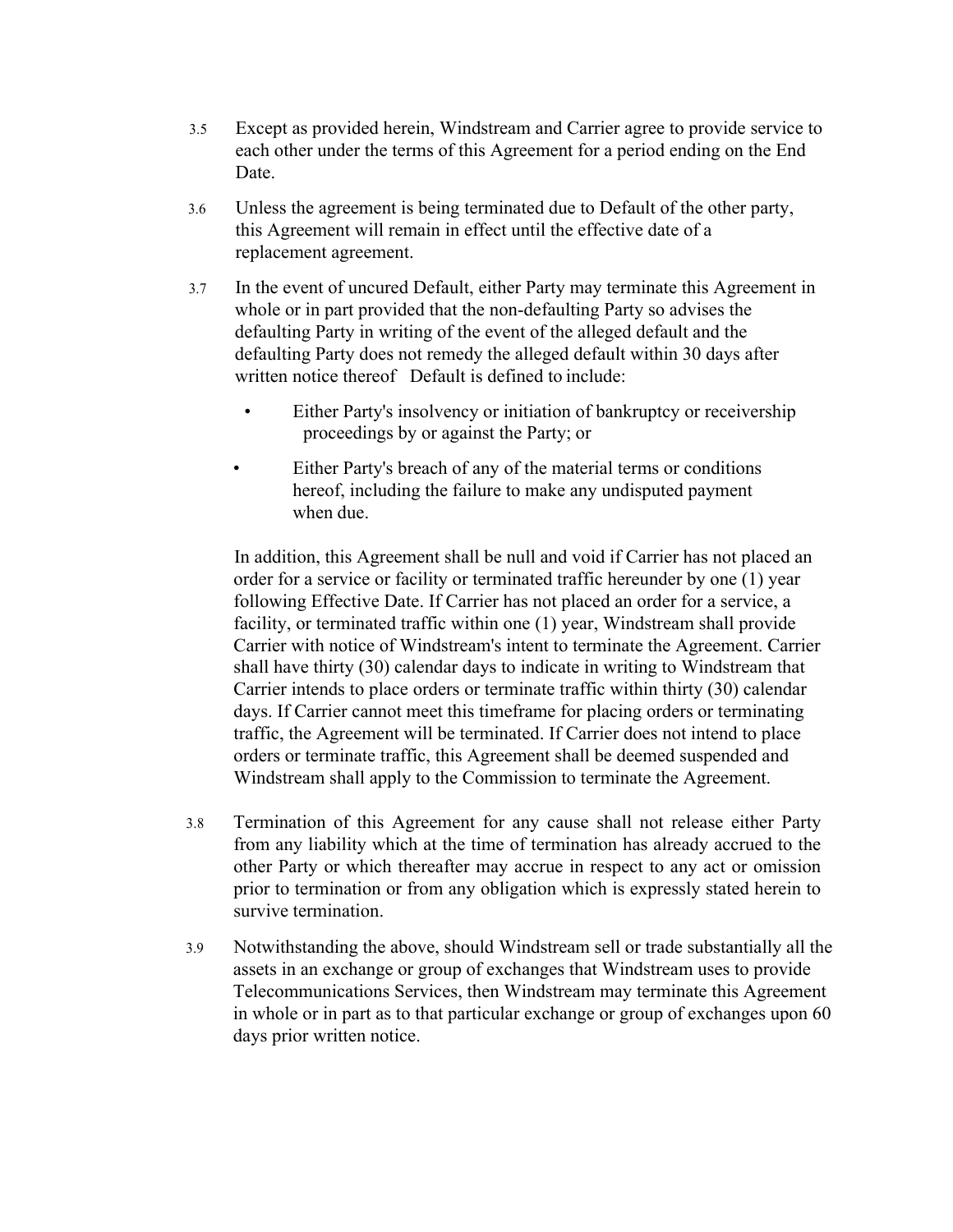3.5 Except as provided herein, Windstream and Carrier agree to provide service to each other under the terms of this Agreement for a period ending on the End Date.

3.6 Unless the agreement is being terminated due to Default of the other party, this Agreement will remain in effect until the effective date of a replacement agreement.

3.7 In the event of uncured Default, either Party may terminate this Agreement in whole or in part provided that the non-defaulting Party so advises the defaulting Party in writing of the event of the alleged default and the defaulting Party does not remedy the alleged default within 30 days after written notice thereof Default is defined to include:

- Either Party's insolvency or initiation of bankruptcy or receivership proceedings by or against the Party; or
- Either Party's breach of any of the material terms or conditions hereof, including the failure to make any undisputed payment when due.

In addition, this Agreement shall be null and void if Carrier has not placed an order for a service or facility or terminated traffic hereunder by one (1) year following Effective Date. If Carrier has not placed an order for a service, a facility, or terminated traffic within one (1) year, Windstream shall provide Carrier with notice of Windstream's intent to terminate the Agreement. Carrier shall have thirty (30) calendar days to indicate in writing to Windstream that Carrier intends to place orders or terminate traffic within thirty (30) calendar days. If Carrier cannot meet this timeframe for placing orders or terminating traffic, the Agreement will be terminated. If Carrier does not intend to place orders or terminate traffic, this Agreement shall be deemed suspended and Windstream shall apply to the Commission to terminate the Agreement.

3.8 Termination of this Agreement for any cause shall not release either Party from any liability which at the time of termination has already accrued to the other Party or which thereafter may accrue in respect to any act or omission prior to termination or from any obligation which is expressly stated herein to survive termination.

3.9 Notwithstanding the above, should Windstream sell or trade substantially all the assets in an exchange or group of exchanges that Windstream uses to provide Telecommunications Services, then Windstream may terminate this Agreement in whole or in part as to that particular exchange or group of exchanges upon 60 days prior written notice.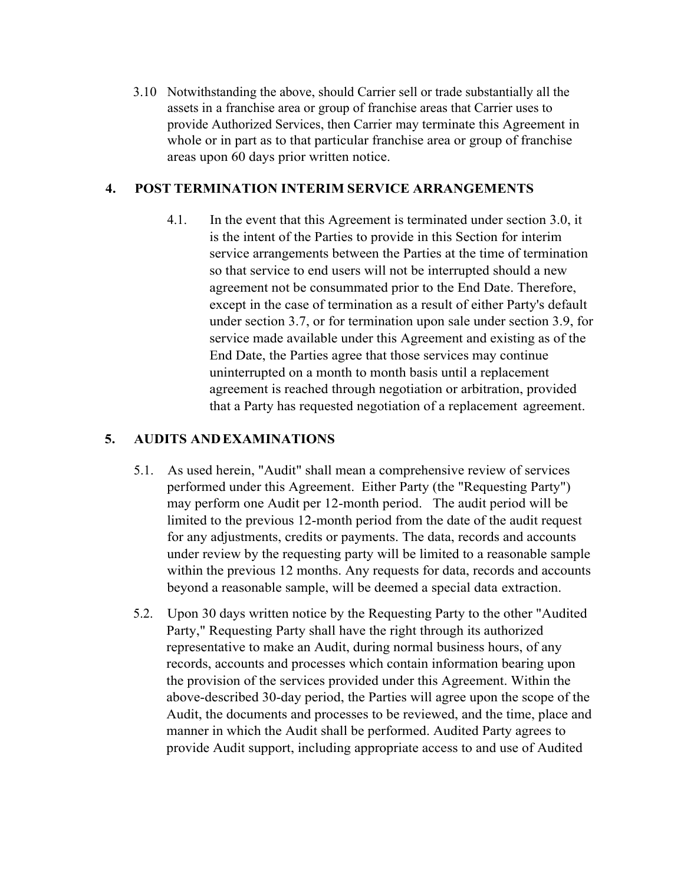3.10 Notwithstanding the above, should Carrier sell or trade substantially all the assets in a franchise area or group of franchise areas that Carrier uses to provide Authorized Services, then Carrier may terminate this Agreement in whole or in part as to that particular franchise area or group of franchise areas upon 60 days prior written notice.

## 4. POST TERMINATION INTERIM SERVICE ARRANGEMENTS

4.1. In the event that this Agreement is terminated under section 3.0, it is the intent of the Parties to provide in this Section for interim service arrangements between the Parties at the time of termination so that service to end users will not be interrupted should a new agreement not be consummated prior to the End Date. Therefore, except in the case of termination as a result of either Party's default under section 3.7, or for termination upon sale under section 3.9, for service made available under this Agreement and existing as of the End Date, the Parties agree that those services may continue uninterrupted on a month to month basis until a replacement agreement is reached through negotiation or arbitration, provided that a Party has requested negotiation of a replacement agreement.

## 5. AUDITS AND EXAMINATIONS

5.1. As used herein, "Audit" shall mean a comprehensive review of services performed under this Agreement. Either Party (the "Requesting Party") may perform one Audit per 12-month period. The audit period will be limited to the previous 12-month period from the date of the audit request for any adjustments, credits or payments. The data, records and accounts under review by the requesting party will be limited to a reasonable sample within the previous 12 months. Any requests for data, records and accounts beyond a reasonable sample, will be deemed a special data extraction.

5.2. Upon 30 days written notice by the Requesting Party to the other "Audited Party," Requesting Party shall have the right through its authorized representative to make an Audit, during normal business hours, of any records, accounts and processes which contain information bearing upon the provision of the services provided under this Agreement. Within the above-described 30-day period, the Parties will agree upon the scope of the Audit, the documents and processes to be reviewed, and the time, place and manner in which the Audit shall be performed. Audited Party agrees to provide Audit support, including appropriate access to and use of Audited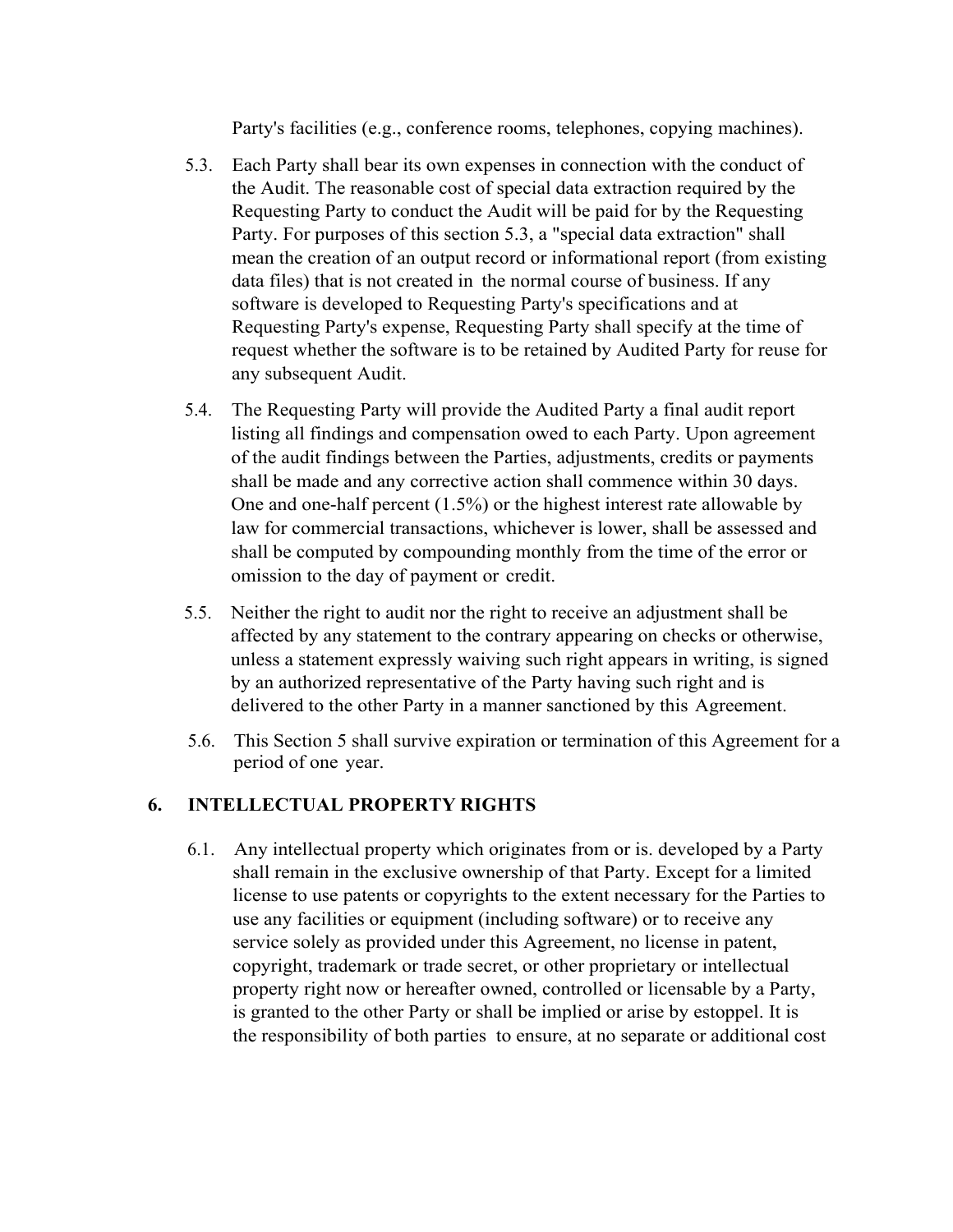Party's facilities (e.g., conference rooms, telephones, copying machines).

5.3. Each Party shall bear its own expenses in connection with the conduct of the Audit. The reasonable cost of special data extraction required by the Requesting Party to conduct the Audit will be paid for by the Requesting Party. For purposes of this section 5.3, a "special data extraction" shall mean the creation of an output record or informational report (from existing data files) that is not created in the normal course of business. If any software is developed to Requesting Party's specifications and at Requesting Party's expense, Requesting Party shall specify at the time of request whether the software is to be retained by Audited Party for reuse for any subsequent Audit.

5.4. The Requesting Party will provide the Audited Party a final audit report listing all findings and compensation owed to each Party. Upon agreement of the audit findings between the Parties, adjustments, credits or payments shall be made and any corrective action shall commence within 30 days. One and one-half percent (1.5%) or the highest interest rate allowable by law for commercial transactions, whichever is lower, shall be assessed and shall be computed by compounding monthly from the time of the error or omission to the day of payment or credit.

5.5. Neither the right to audit nor the right to receive an adjustment shall be affected by any statement to the contrary appearing on checks or otherwise, unless a statement expressly waiving such right appears in writing, is signed by an authorized representative of the Party having such right and is delivered to the other Party in a manner sanctioned by this Agreement.

5.6. This Section 5 shall survive expiration or termination of this Agreement for a period of one year.

## 6. INTELLECTUAL PROPERTY RIGHTS

6.1. Any intellectual property which originates from or is. developed by a Party shall remain in the exclusive ownership of that Party. Except for a limited license to use patents or copyrights to the extent necessary for the Parties to use any facilities or equipment (including software) or to receive any service solely as provided under this Agreement, no license in patent, copyright, trademark or trade secret, or other proprietary or intellectual property right now or hereafter owned, controlled or licensable by a Party, is granted to the other Party or shall be implied or arise by estoppel. It is the responsibility of both parties to ensure, at no separate or additional cost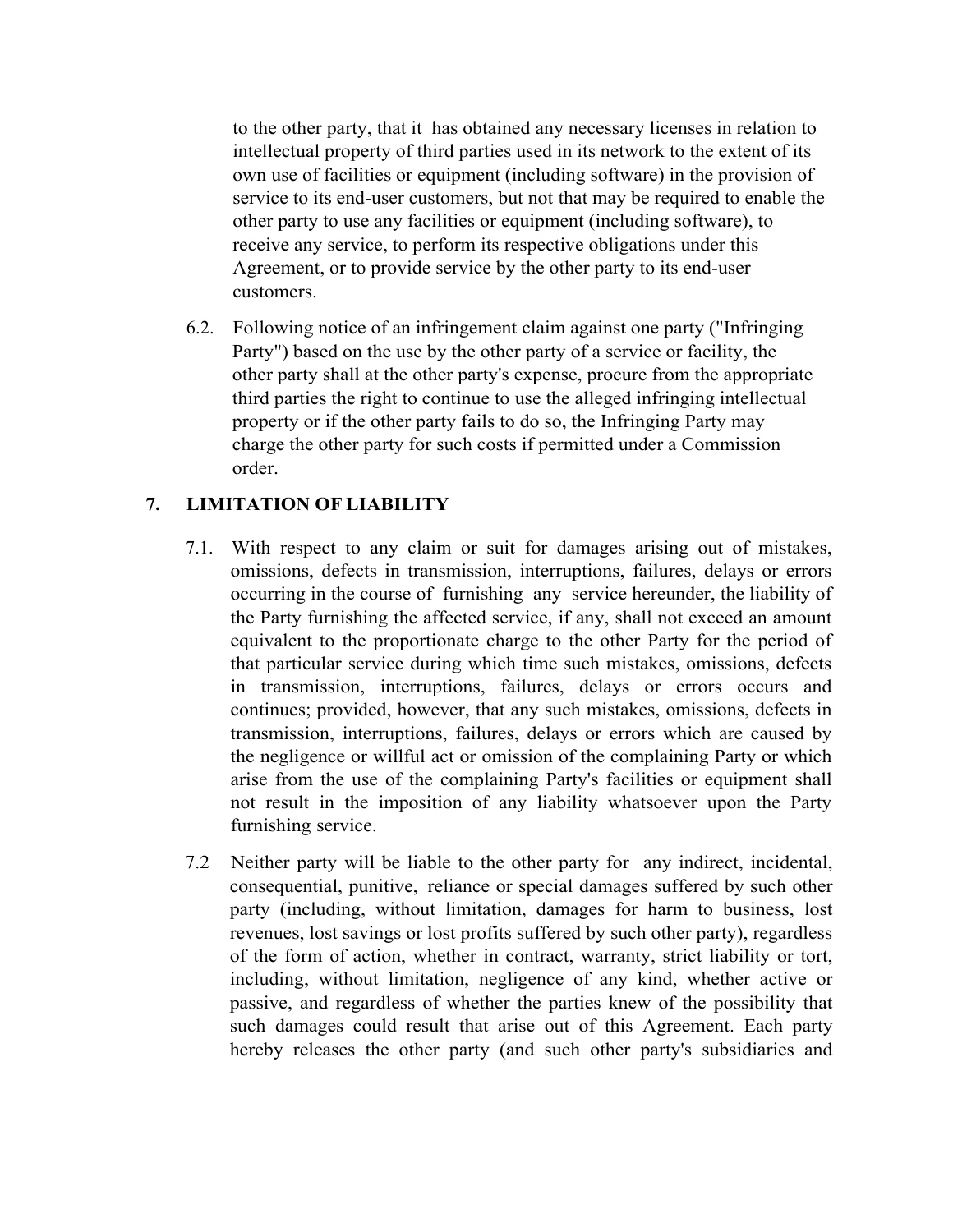to the other party, that it has obtained any necessary licenses in relation to intellectual property of third parties used in its network to the extent of its own use of facilities or equipment (including software) in the provision of service to its end-user customers, but not that may be required to enable the other party to use any facilities or equipment (including software), to receive any service, to perform its respective obligations under this Agreement, or to provide service by the other party to its end-user customers.

6.2. Following notice of an infringement claim against one party ("Infringing Party") based on the use by the other party of a service or facility, the other party shall at the other party's expense, procure from the appropriate third parties the right to continue to use the alleged infringing intellectual property or if the other party fails to do so, the Infringing Party may charge the other party for such costs if permitted under a Commission order.

## 7. LIMITATION OF LIABILITY

7.1. With respect to any claim or suit for damages arising out of mistakes, omissions, defects in transmission, interruptions, failures, delays or errors occurring in the course of furnishing any service hereunder, the liability of the Party furnishing the affected service, if any, shall not exceed an amount equivalent to the proportionate charge to the other Party for the period of that particular service during which time such mistakes, omissions, defects in transmission, interruptions, failures, delays or errors occurs and continues; provided, however, that any such mistakes, omissions, defects in transmission, interruptions, failures, delays or errors which are caused by the negligence or willful act or omission of the complaining Party or which arise from the use of the complaining Party's facilities or equipment shall not result in the imposition of any liability whatsoever upon the Party furnishing service.

7.2 Neither party will be liable to the other party for any indirect, incidental, consequential, punitive, reliance or special damages suffered by such other party (including, without limitation, damages for harm to business, lost revenues, lost savings or lost profits suffered by such other party), regardless of the form of action, whether in contract, warranty, strict liability or tort, including, without limitation, negligence of any kind, whether active or passive, and regardless of whether the parties knew of the possibility that such damages could result that arise out of this Agreement. Each party hereby releases the other party (and such other party's subsidiaries and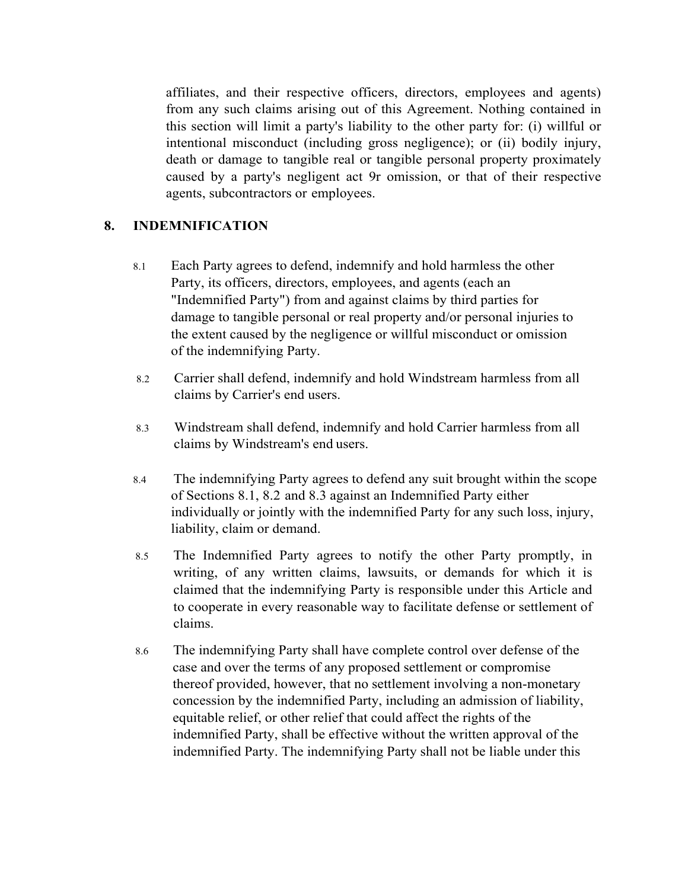affiliates, and their respective officers, directors, employees and agents) from any such claims arising out of this Agreement. Nothing contained in this section will limit a party's liability to the other party for: (i) willful or intentional misconduct (including gross negligence); or (ii) bodily injury, death or damage to tangible real or tangible personal property proximately caused by a party's negligent act 9r omission, or that of their respective agents, subcontractors or employees.

## 8. INDEMNIFICATION

8.1 Each Party agrees to defend, indemnify and hold harmless the other Party, its officers, directors, employees, and agents (each an "Indemnified Party") from and against claims by third parties for damage to tangible personal or real property and/or personal injuries to the extent caused by the negligence or willful misconduct or omission of the indemnifying Party.

8.2 Carrier shall defend, indemnify and hold Windstream harmless from all claims by Carrier's end users.

8.3 Windstream shall defend, indemnify and hold Carrier harmless from all claims by Windstream's end users.

8.4 The indemnifying Party agrees to defend any suit brought within the scope of Sections 8.1, 8.2 and 8.3 against an Indemnified Party either individually or jointly with the indemnified Party for any such loss, injury, liability, claim or demand.

8.5 The Indemnified Party agrees to notify the other Party promptly, in writing, of any written claims, lawsuits, or demands for which it is claimed that the indemnifying Party is responsible under this Article and to cooperate in every reasonable way to facilitate defense or settlement of claims.

8.6 The indemnifying Party shall have complete control over defense of the case and over the terms of any proposed settlement or compromise thereof provided, however, that no settlement involving a non-monetary concession by the indemnified Party, including an admission of liability, equitable relief, or other relief that could affect the rights of the indemnified Party, shall be effective without the written approval of the indemnified Party. The indemnifying Party shall not be liable under this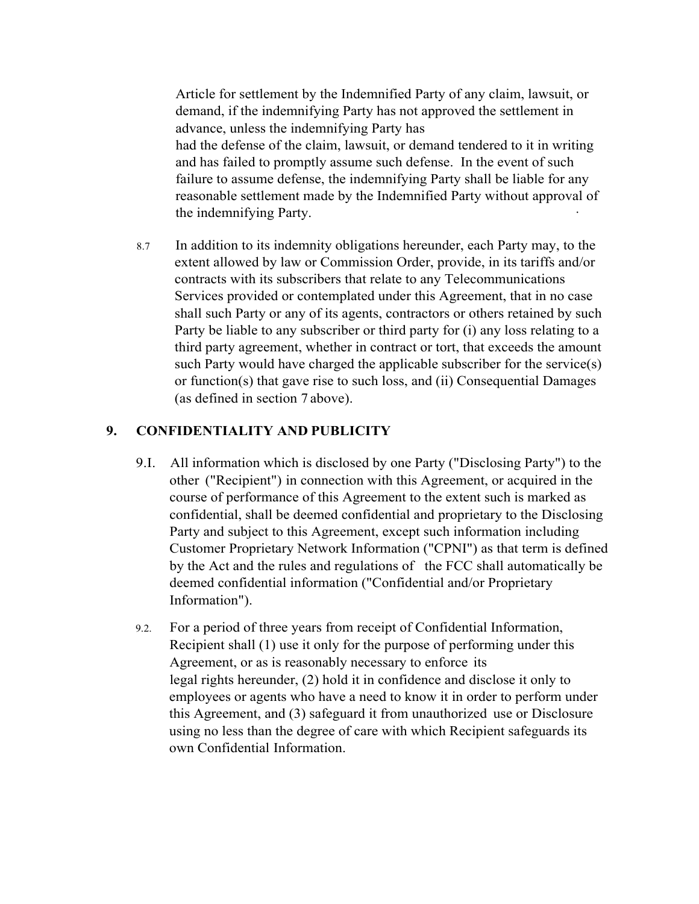Article for settlement by the Indemnified Party of any claim, lawsuit, or demand, if the indemnifying Party has not approved the settlement in advance, unless the indemnifying Party has had the defense of the claim, lawsuit, or demand tendered to it in writing and has failed to promptly assume such defense. In the event of such failure to assume defense, the indemnifying Party shall be liable for any reasonable settlement made by the Indemnified Party without approval of the indemnifying Party.

8.7 In addition to its indemnity obligations hereunder, each Party may, to the extent allowed by law or Commission Order, provide, in its tariffs and/or contracts with its subscribers that relate to any Telecommunications Services provided or contemplated under this Agreement, that in no case shall such Party or any of its agents, contractors or others retained by such Party be liable to any subscriber or third party for (i) any loss relating to a third party agreement, whether in contract or tort, that exceeds the amount such Party would have charged the applicable subscriber for the service(s) or function(s) that gave rise to such loss, and (ii) Consequential Damages (as defined in section 7 above).

## 9. CONFIDENTIALITY AND PUBLICITY

9.I. All information which is disclosed by one Party ("Disclosing Party") to the other ("Recipient") in connection with this Agreement, or acquired in the course of performance of this Agreement to the extent such is marked as confidential, shall be deemed confidential and proprietary to the Disclosing Party and subject to this Agreement, except such information including Customer Proprietary Network Information ("CPNI") as that term is defined by the Act and the rules and regulations of the FCC shall automatically be deemed confidential information ("Confidential and/or Proprietary Information").

9.2. For a period of three years from receipt of Confidential Information, Recipient shall (1) use it only for the purpose of performing under this Agreement, or as is reasonably necessary to enforce its legal rights hereunder, (2) hold it in confidence and disclose it only to employees or agents who have a need to know it in order to perform under this Agreement, and (3) safeguard it from unauthorized use or Disclosure using no less than the degree of care with which Recipient safeguards its own Confidential Information.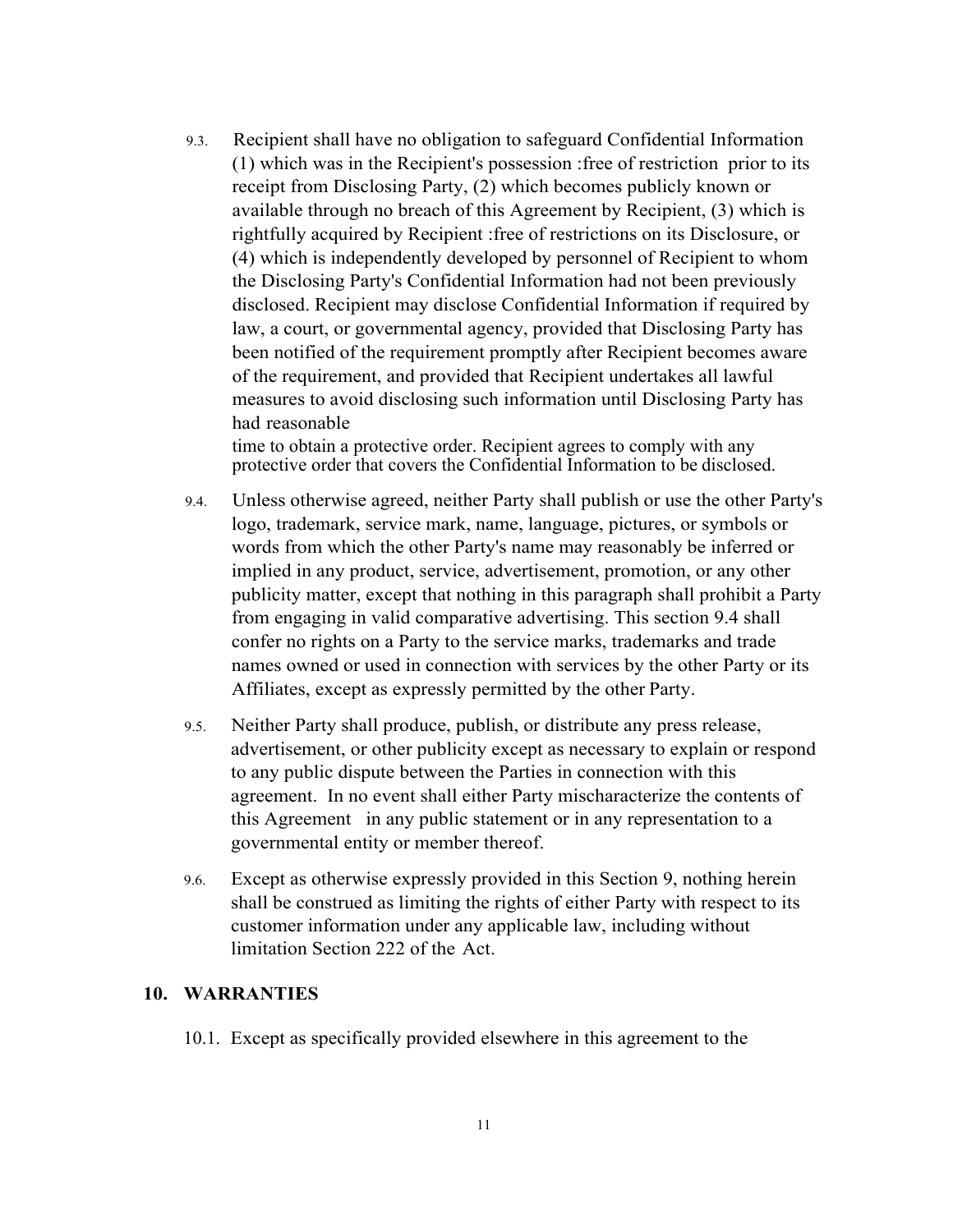9.3. Recipient shall have no obligation to safeguard Confidential Information (1) which was in the Recipient's possession :free of restriction prior to its receipt from Disclosing Party, (2) which becomes publicly known or available through no breach of this Agreement by Recipient, (3) which is rightfully acquired by Recipient :free of restrictions on its Disclosure, or (4) which is independently developed by personnel of Recipient to whom the Disclosing Party's Confidential Information had not been previously disclosed. Recipient may disclose Confidential Information if required by law, a court, or governmental agency, provided that Disclosing Party has been notified of the requirement promptly after Recipient becomes aware of the requirement, and provided that Recipient undertakes all lawful measures to avoid disclosing such information until Disclosing Party has had reasonable time to obtain a protective order. Recipient agrees to comply with any protective order that covers the Confidential Information to be disclosed.

9.4. Unless otherwise agreed, neither Party shall publish or use the other Party's logo, trademark, service mark, name, language, pictures, or symbols or words from which the other Party's name may reasonably be inferred or implied in any product, service, advertisement, promotion, or any other publicity matter, except that nothing in this paragraph shall prohibit a Party from engaging in valid comparative advertising. This section 9.4 shall confer no rights on a Party to the service marks, trademarks and trade names owned or used in connection with services by the other Party or its Affiliates, except as expressly permitted by the other Party.

9.5. Neither Party shall produce, publish, or distribute any press release, advertisement, or other publicity except as necessary to explain or respond to any public dispute between the Parties in connection with this agreement. In no event shall either Party mischaracterize the contents of this Agreement in any public statement or in any representation to a governmental entity or member thereof.

9.6. Except as otherwise expressly provided in this Section 9, nothing herein shall be construed as limiting the rights of either Party with respect to its customer information under any applicable law, including without limitation Section 222 of the Act.

## 10. WARRANTIES

10.1. Except as specifically provided elsewhere in this agreement to the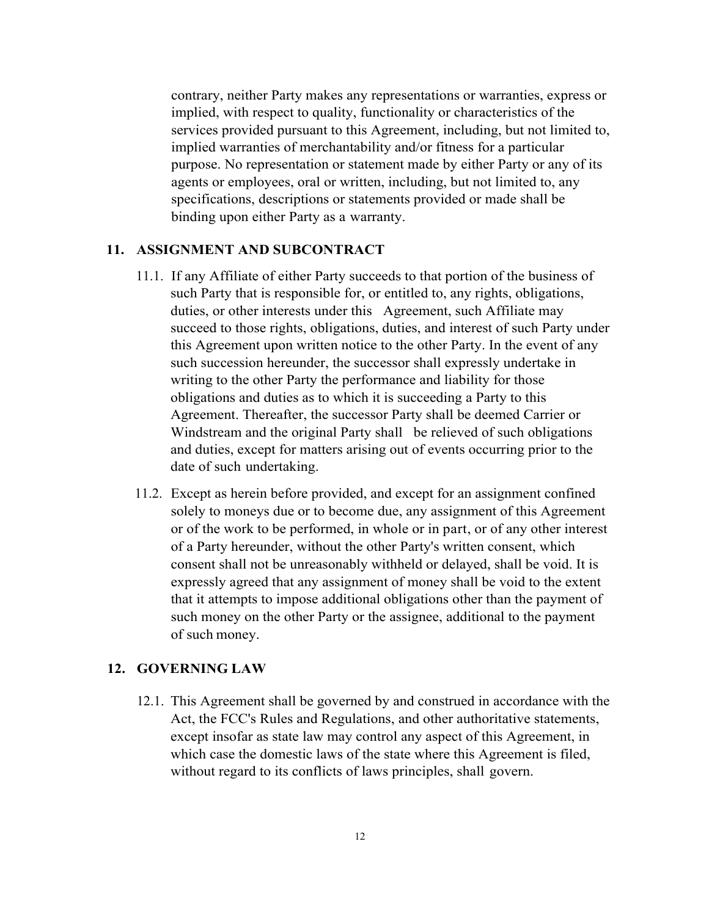contrary, neither Party makes any representations or warranties, express or implied, with respect to quality, functionality or characteristics of the services provided pursuant to this Agreement, including, but not limited to, implied warranties of merchantability and/or fitness for a particular purpose. No representation or statement made by either Party or any of its agents or employees, oral or written, including, but not limited to, any specifications, descriptions or statements provided or made shall be binding upon either Party as a warranty.

## 11. ASSIGNMENT AND SUBCONTRACT

11.1. If any Affiliate of either Party succeeds to that portion of the business of such Party that is responsible for, or entitled to, any rights, obligations, duties, or other interests under this Agreement, such Affiliate may succeed to those rights, obligations, duties, and interest of such Party under this Agreement upon written notice to the other Party. In the event of any such succession hereunder, the successor shall expressly undertake in writing to the other Party the performance and liability for those obligations and duties as to which it is succeeding a Party to this Agreement. Thereafter, the successor Party shall be deemed Carrier or Windstream and the original Party shall be relieved of such obligations and duties, except for matters arising out of events occurring prior to the date of such undertaking.

11.2. Except as herein before provided, and except for an assignment confined solely to moneys due or to become due, any assignment of this Agreement or of the work to be performed, in whole or in part, or of any other interest of a Party hereunder, without the other Party's written consent, which consent shall not be unreasonably withheld or delayed, shall be void. It is expressly agreed that any assignment of money shall be void to the extent that it attempts to impose additional obligations other than the payment of such money on the other Party or the assignee, additional to the payment of such money.

## 12. GOVERNING LAW

12.1. This Agreement shall be governed by and construed in accordance with the Act, the FCC's Rules and Regulations, and other authoritative statements, except insofar as state law may control any aspect of this Agreement, in which case the domestic laws of the state where this Agreement is filed, without regard to its conflicts of laws principles, shall govern.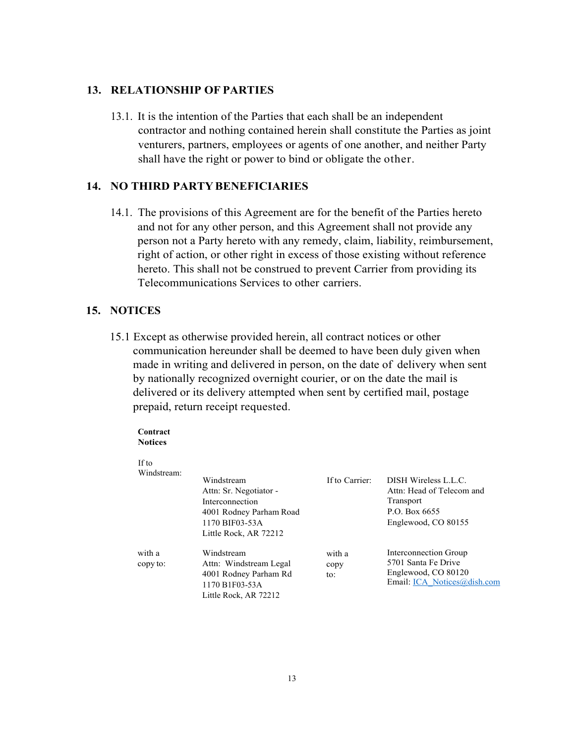## 13. RELATIONSHIP OF PARTIES

13.1. It is the intention of the Parties that each shall be an independent contractor and nothing contained herein shall constitute the Parties as joint venturers, partners, employees or agents of one another, and neither Party shall have the right or power to bind or obligate the other.

## 14. NO THIRD PARTY BENEFICIARIES

14.1. The provisions of this Agreement are for the benefit of the Parties hereto and not for any other person, and this Agreement shall not provide any person not a Party hereto with any remedy, claim, liability, reimbursement, right of action, or other right in excess of those existing without reference hereto. This shall not be construed to prevent Carrier from providing its Telecommunications Services to other carriers.

## 15. NOTICES

15.1 Except as otherwise provided herein, all contract notices or other communication hereunder shall be deemed to have been duly given when made in writing and delivered in person, on the date of delivery when sent by nationally recognized overnight courier, or on the date the mail is delivered or its delivery attempted when sent by certified mail, postage prepaid, return receipt requested.

**Contract Notices**

| | | | |
|---|---|---|---|
| If to Windstream: | Windstream<br>Attn: Sr. Negotiator - Interconnection<br>4001 Rodney Parham Road<br>1170 BIF03-53A<br>Little Rock, AR 72212 | If to Carrier: | DISH Wireless L.L.C.<br>Attn: Head of Telecom and Transport<br>P.O. Box 6655<br>Englewood, CO 80155 |
| with a copy to: | Windstream<br>Attn: Windstream Legal<br>4001 Rodney Parham Rd<br>1170 B1F03-53A<br>Little Rock, AR 72212 | with a copy to: | Interconnection Group<br>5701 Santa Fe Drive<br>Englewood, CO 80120<br>Email: ICA_Notices@dish.com |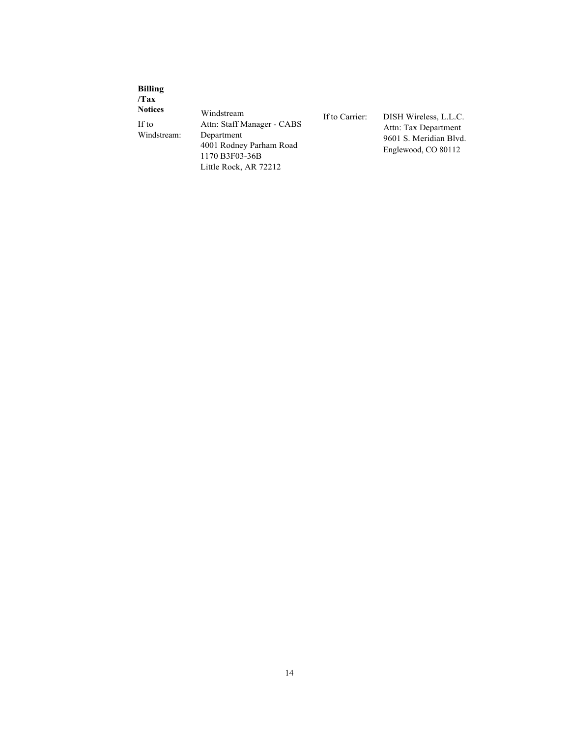**Billing /Tax Notices**

| | | | |
|---|---|---|---|
| If to Windstream: | Windstream<br>Attn: Staff Manager - CABS Department<br>4001 Rodney Parham Road<br>1170 B3F03-36B<br>Little Rock, AR 72212 | If to Carrier: | DISH Wireless, L.L.C.<br>Attn: Tax Department<br>9601 S. Meridian Blvd.<br>Englewood, CO 80112 |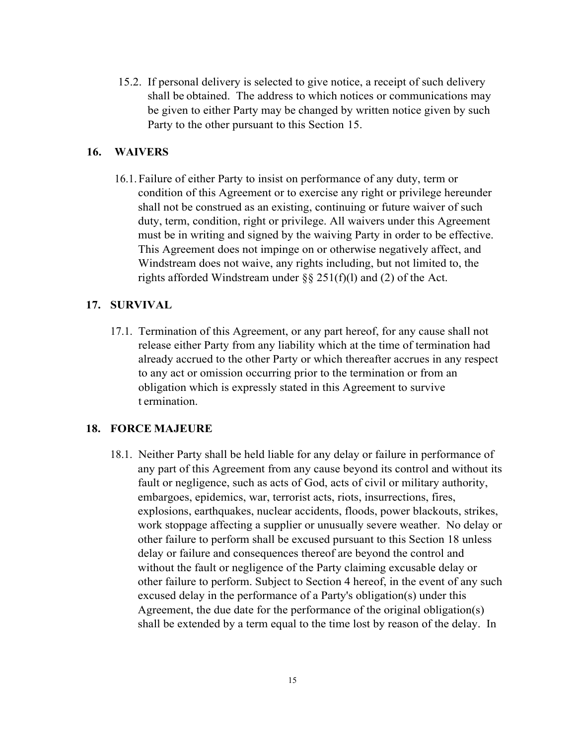15.2. If personal delivery is selected to give notice, a receipt of such delivery shall be obtained. The address to which notices or communications may be given to either Party may be changed by written notice given by such Party to the other pursuant to this Section 15.

## 16. WAIVERS

16.1. Failure of either Party to insist on performance of any duty, term or condition of this Agreement or to exercise any right or privilege hereunder shall not be construed as an existing, continuing or future waiver of such duty, term, condition, right or privilege. All waivers under this Agreement must be in writing and signed by the waiving Party in order to be effective. This Agreement does not impinge on or otherwise negatively affect, and Windstream does not waive, any rights including, but not limited to, the rights afforded Windstream under §§ 251(f)(l) and (2) of the Act.

## 17. SURVIVAL

17.1. Termination of this Agreement, or any part hereof, for any cause shall not release either Party from any liability which at the time of termination had already accrued to the other Party or which thereafter accrues in any respect to any act or omission occurring prior to the termination or from an obligation which is expressly stated in this Agreement to survive termination.

## 18. FORCE MAJEURE

18.1. Neither Party shall be held liable for any delay or failure in performance of any part of this Agreement from any cause beyond its control and without its fault or negligence, such as acts of God, acts of civil or military authority, embargoes, epidemics, war, terrorist acts, riots, insurrections, fires, explosions, earthquakes, nuclear accidents, floods, power blackouts, strikes, work stoppage affecting a supplier or unusually severe weather. No delay or other failure to perform shall be excused pursuant to this Section 18 unless delay or failure and consequences thereof are beyond the control and without the fault or negligence of the Party claiming excusable delay or other failure to perform. Subject to Section 4 hereof, in the event of any such excused delay in the performance of a Party's obligation(s) under this Agreement, the due date for the performance of the original obligation(s) shall be extended by a term equal to the time lost by reason of the delay. In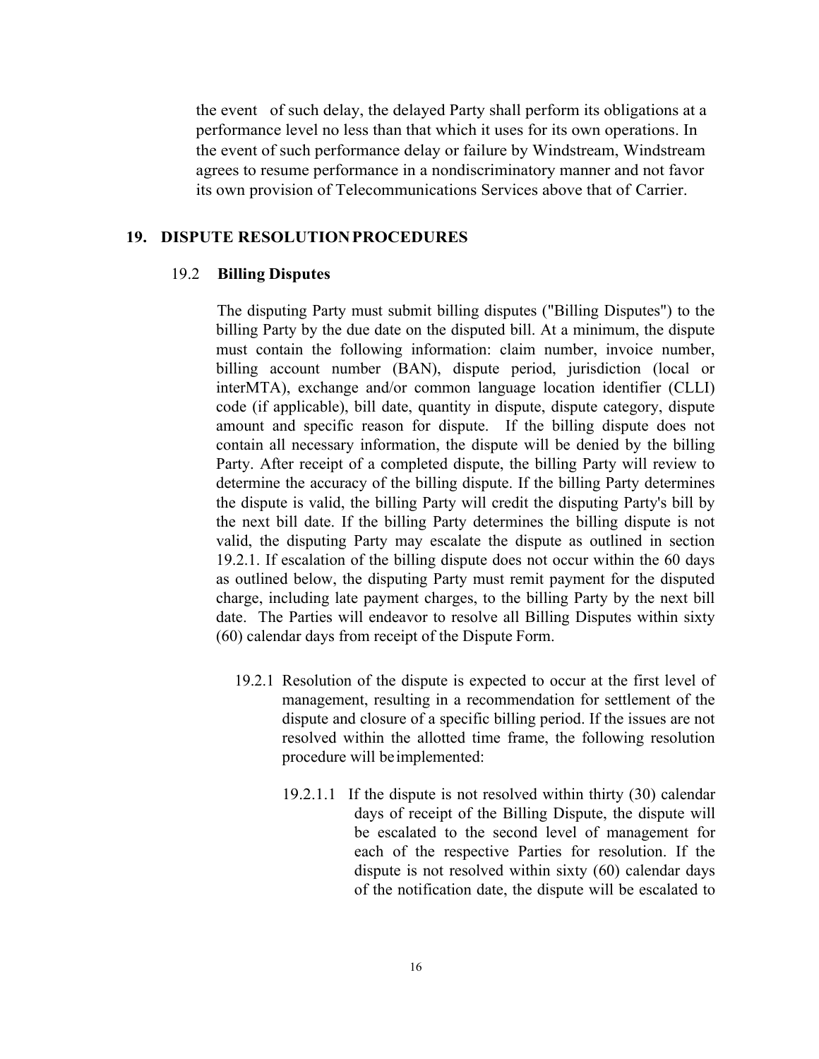the event of such delay, the delayed Party shall perform its obligations at a performance level no less than that which it uses for its own operations. In the event of such performance delay or failure by Windstream, Windstream agrees to resume performance in a nondiscriminatory manner and not favor its own provision of Telecommunications Services above that of Carrier.

## 19. DISPUTE RESOLUTION PROCEDURES

### 19.2 Billing Disputes

The disputing Party must submit billing disputes ("Billing Disputes") to the billing Party by the due date on the disputed bill. At a minimum, the dispute must contain the following information: claim number, invoice number, billing account number (BAN), dispute period, jurisdiction (local or interMTA), exchange and/or common language location identifier (CLLI) code (if applicable), bill date, quantity in dispute, dispute category, dispute amount and specific reason for dispute. If the billing dispute does not contain all necessary information, the dispute will be denied by the billing Party. After receipt of a completed dispute, the billing Party will review to determine the accuracy of the billing dispute. If the billing Party determines the dispute is valid, the billing Party will credit the disputing Party's bill by the next bill date. If the billing Party determines the billing dispute is not valid, the disputing Party may escalate the dispute as outlined in section 19.2.1. If escalation of the billing dispute does not occur within the 60 days as outlined below, the disputing Party must remit payment for the disputed charge, including late payment charges, to the billing Party by the next bill date. The Parties will endeavor to resolve all Billing Disputes within sixty (60) calendar days from receipt of the Dispute Form.

19.2.1 Resolution of the dispute is expected to occur at the first level of management, resulting in a recommendation for settlement of the dispute and closure of a specific billing period. If the issues are not resolved within the allotted time frame, the following resolution procedure will be implemented:

19.2.1.1 If the dispute is not resolved within thirty (30) calendar days of receipt of the Billing Dispute, the dispute will be escalated to the second level of management for each of the respective Parties for resolution. If the dispute is not resolved within sixty (60) calendar days of the notification date, the dispute will be escalated to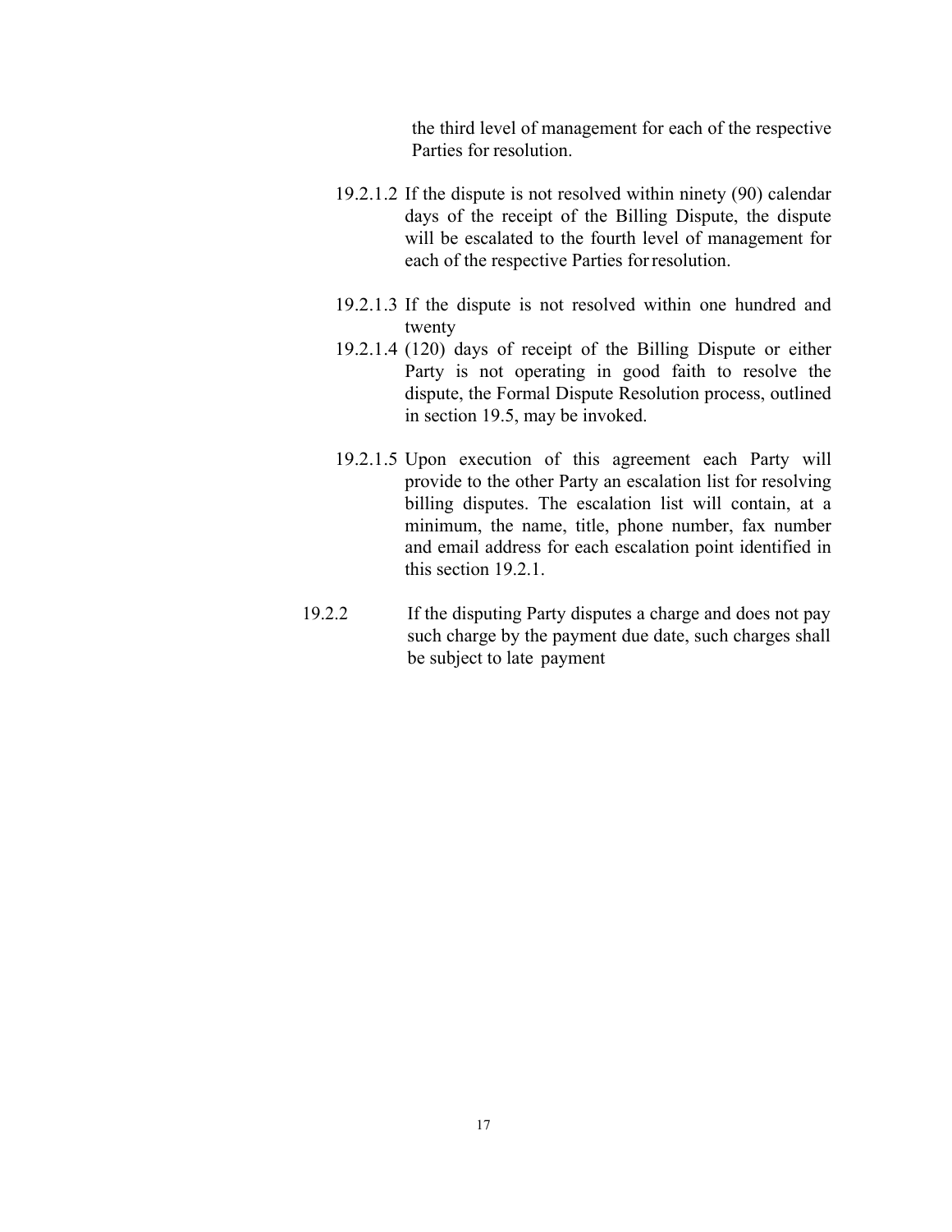the third level of management for each of the respective Parties for resolution.

19.2.1.2 If the dispute is not resolved within ninety (90) calendar days of the receipt of the Billing Dispute, the dispute will be escalated to the fourth level of management for each of the respective Parties for resolution.

19.2.1.3 If the dispute is not resolved within one hundred and twenty

19.2.1.4 (120) days of receipt of the Billing Dispute or either Party is not operating in good faith to resolve the dispute, the Formal Dispute Resolution process, outlined in section 19.5, may be invoked.

19.2.1.5 Upon execution of this agreement each Party will provide to the other Party an escalation list for resolving billing disputes. The escalation list will contain, at a minimum, the name, title, phone number, fax number and email address for each escalation point identified in this section 19.2.1.

19.2.2 If the disputing Party disputes a charge and does not pay such charge by the payment due date, such charges shall be subject to late payment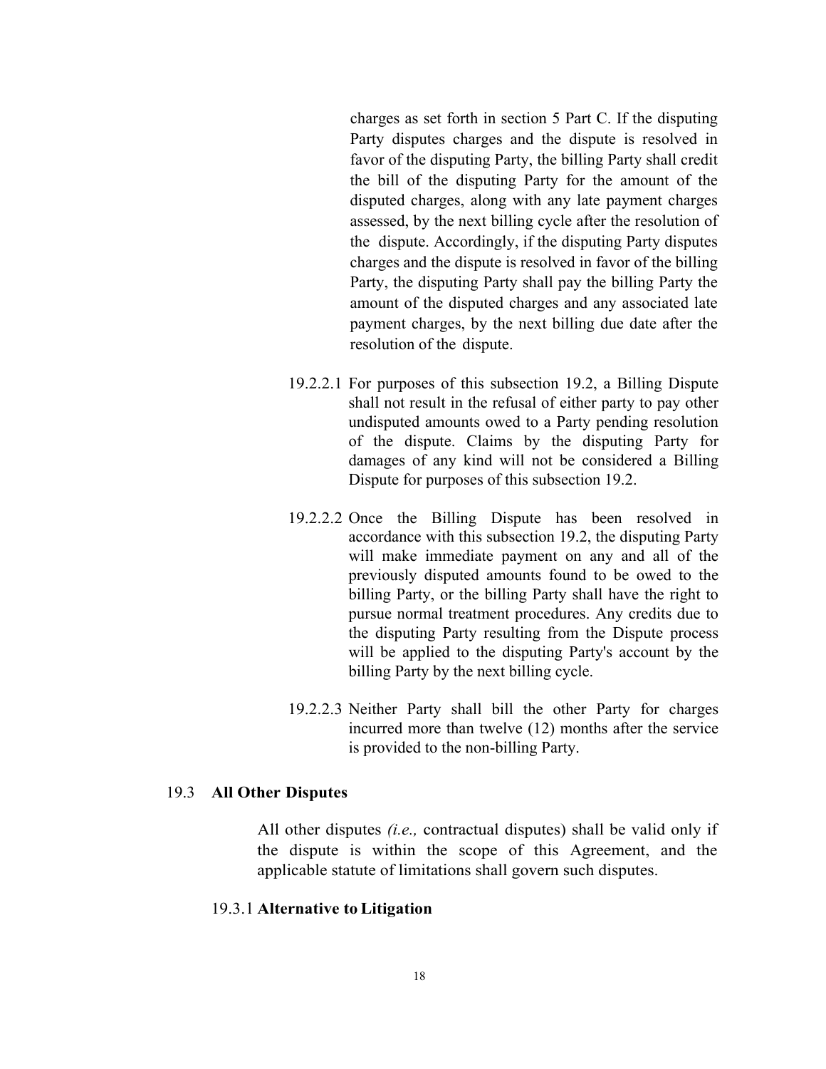charges as set forth in section 5 Part C. If the disputing Party disputes charges and the dispute is resolved in favor of the disputing Party, the billing Party shall credit the bill of the disputing Party for the amount of the disputed charges, along with any late payment charges assessed, by the next billing cycle after the resolution of the dispute. Accordingly, if the disputing Party disputes charges and the dispute is resolved in favor of the billing Party, the disputing Party shall pay the billing Party the amount of the disputed charges and any associated late payment charges, by the next billing due date after the resolution of the dispute.

19.2.2.1 For purposes of this subsection 19.2, a Billing Dispute shall not result in the refusal of either party to pay other undisputed amounts owed to a Party pending resolution of the dispute. Claims by the disputing Party for damages of any kind will not be considered a Billing Dispute for purposes of this subsection 19.2.

19.2.2.2 Once the Billing Dispute has been resolved in accordance with this subsection 19.2, the disputing Party will make immediate payment on any and all of the previously disputed amounts found to be owed to the billing Party, or the billing Party shall have the right to pursue normal treatment procedures. Any credits due to the disputing Party resulting from the Dispute process will be applied to the disputing Party's account by the billing Party by the next billing cycle.

19.2.2.3 Neither Party shall bill the other Party for charges incurred more than twelve (12) months after the service is provided to the non-billing Party.

### 19.3 **All Other Disputes**

All other disputes *(i.e.,* contractual disputes) shall be valid only if the dispute is within the scope of this Agreement, and the applicable statute of limitations shall govern such disputes.

#### 19.3.1 **Alternative to Litigation**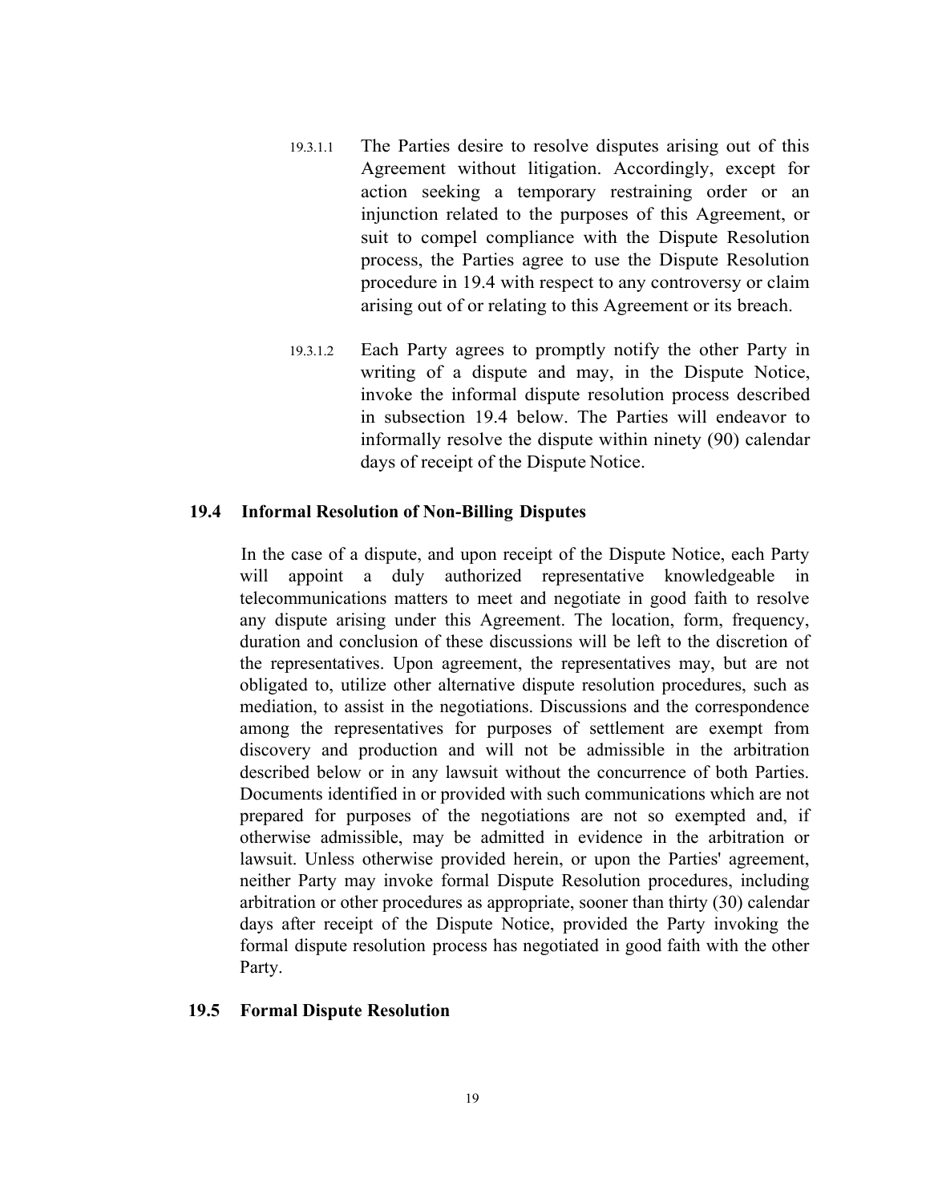19.3.1.1 The Parties desire to resolve disputes arising out of this Agreement without litigation. Accordingly, except for action seeking a temporary restraining order or an injunction related to the purposes of this Agreement, or suit to compel compliance with the Dispute Resolution process, the Parties agree to use the Dispute Resolution procedure in 19.4 with respect to any controversy or claim arising out of or relating to this Agreement or its breach.

19.3.1.2 Each Party agrees to promptly notify the other Party in writing of a dispute and may, in the Dispute Notice, invoke the informal dispute resolution process described in subsection 19.4 below. The Parties will endeavor to informally resolve the dispute within ninety (90) calendar days of receipt of the Dispute Notice.

### 19.4 Informal Resolution of Non-Billing Disputes

In the case of a dispute, and upon receipt of the Dispute Notice, each Party will appoint a duly authorized representative knowledgeable in telecommunications matters to meet and negotiate in good faith to resolve any dispute arising under this Agreement. The location, form, frequency, duration and conclusion of these discussions will be left to the discretion of the representatives. Upon agreement, the representatives may, but are not obligated to, utilize other alternative dispute resolution procedures, such as mediation, to assist in the negotiations. Discussions and the correspondence among the representatives for purposes of settlement are exempt from discovery and production and will not be admissible in the arbitration described below or in any lawsuit without the concurrence of both Parties. Documents identified in or provided with such communications which are not prepared for purposes of the negotiations are not so exempted and, if otherwise admissible, may be admitted in evidence in the arbitration or lawsuit. Unless otherwise provided herein, or upon the Parties' agreement, neither Party may invoke formal Dispute Resolution procedures, including arbitration or other procedures as appropriate, sooner than thirty (30) calendar days after receipt of the Dispute Notice, provided the Party invoking the formal dispute resolution process has negotiated in good faith with the other Party.

### 19.5 Formal Dispute Resolution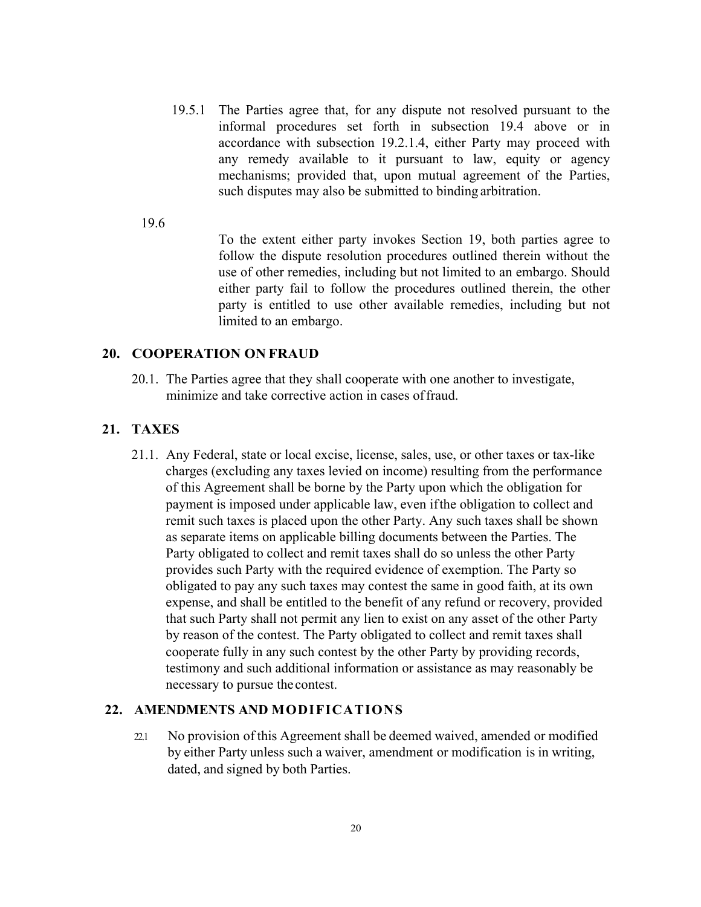19.5.1 The Parties agree that, for any dispute not resolved pursuant to the informal procedures set forth in subsection 19.4 above or in accordance with subsection 19.2.1.4, either Party may proceed with any remedy available to it pursuant to law, equity or agency mechanisms; provided that, upon mutual agreement of the Parties, such disputes may also be submitted to binding arbitration.

19.6

To the extent either party invokes Section 19, both parties agree to follow the dispute resolution procedures outlined therein without the use of other remedies, including but not limited to an embargo. Should either party fail to follow the procedures outlined therein, the other party is entitled to use other available remedies, including but not limited to an embargo.

## 20. COOPERATION ON FRAUD

20.1. The Parties agree that they shall cooperate with one another to investigate, minimize and take corrective action in cases of fraud.

## 21. TAXES

21.1. Any Federal, state or local excise, license, sales, use, or other taxes or tax-like charges (excluding any taxes levied on income) resulting from the performance of this Agreement shall be borne by the Party upon which the obligation for payment is imposed under applicable law, even if the obligation to collect and remit such taxes is placed upon the other Party. Any such taxes shall be shown as separate items on applicable billing documents between the Parties. The Party obligated to collect and remit taxes shall do so unless the other Party provides such Party with the required evidence of exemption. The Party so obligated to pay any such taxes may contest the same in good faith, at its own expense, and shall be entitled to the benefit of any refund or recovery, provided that such Party shall not permit any lien to exist on any asset of the other Party by reason of the contest. The Party obligated to collect and remit taxes shall cooperate fully in any such contest by the other Party by providing records, testimony and such additional information or assistance as may reasonably be necessary to pursue the contest.

## 22. AMENDMENTS AND MODIFICATIONS

22.1 No provision of this Agreement shall be deemed waived, amended or modified by either Party unless such a waiver, amendment or modification is in writing, dated, and signed by both Parties.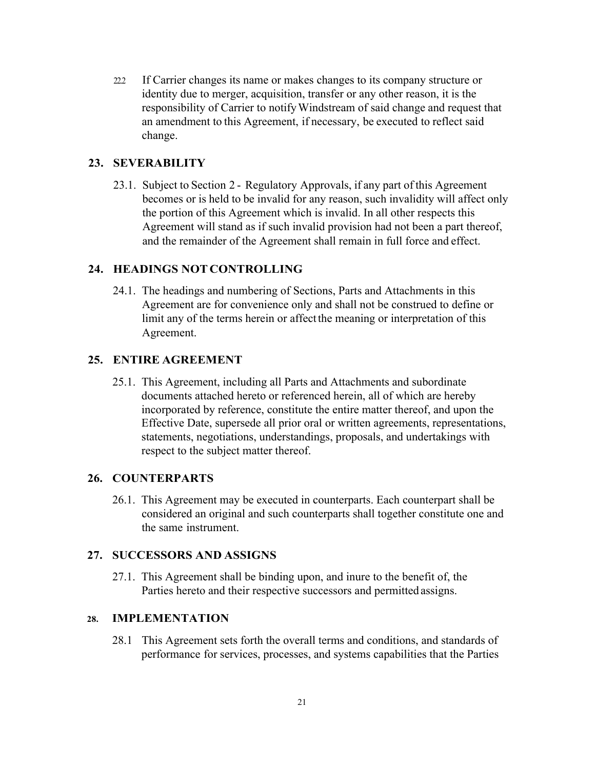22.2 If Carrier changes its name or makes changes to its company structure or identity due to merger, acquisition, transfer or any other reason, it is the responsibility of Carrier to notify Windstream of said change and request that an amendment to this Agreement, if necessary, be executed to reflect said change.

## 23. SEVERABILITY

23.1. Subject to Section 2 - Regulatory Approvals, if any part of this Agreement becomes or is held to be invalid for any reason, such invalidity will affect only the portion of this Agreement which is invalid. In all other respects this Agreement will stand as if such invalid provision had not been a part thereof, and the remainder of the Agreement shall remain in full force and effect.

## 24. HEADINGS NOT CONTROLLING

24.1. The headings and numbering of Sections, Parts and Attachments in this Agreement are for convenience only and shall not be construed to define or limit any of the terms herein or affect the meaning or interpretation of this Agreement.

## 25. ENTIRE AGREEMENT

25.1. This Agreement, including all Parts and Attachments and subordinate documents attached hereto or referenced herein, all of which are hereby incorporated by reference, constitute the entire matter thereof, and upon the Effective Date, supersede all prior oral or written agreements, representations, statements, negotiations, understandings, proposals, and undertakings with respect to the subject matter thereof.

## 26. COUNTERPARTS

26.1. This Agreement may be executed in counterparts. Each counterpart shall be considered an original and such counterparts shall together constitute one and the same instrument.

## 27. SUCCESSORS AND ASSIGNS

27.1. This Agreement shall be binding upon, and inure to the benefit of, the Parties hereto and their respective successors and permitted assigns.

## 28. IMPLEMENTATION

28.1 This Agreement sets forth the overall terms and conditions, and standards of performance for services, processes, and systems capabilities that the Parties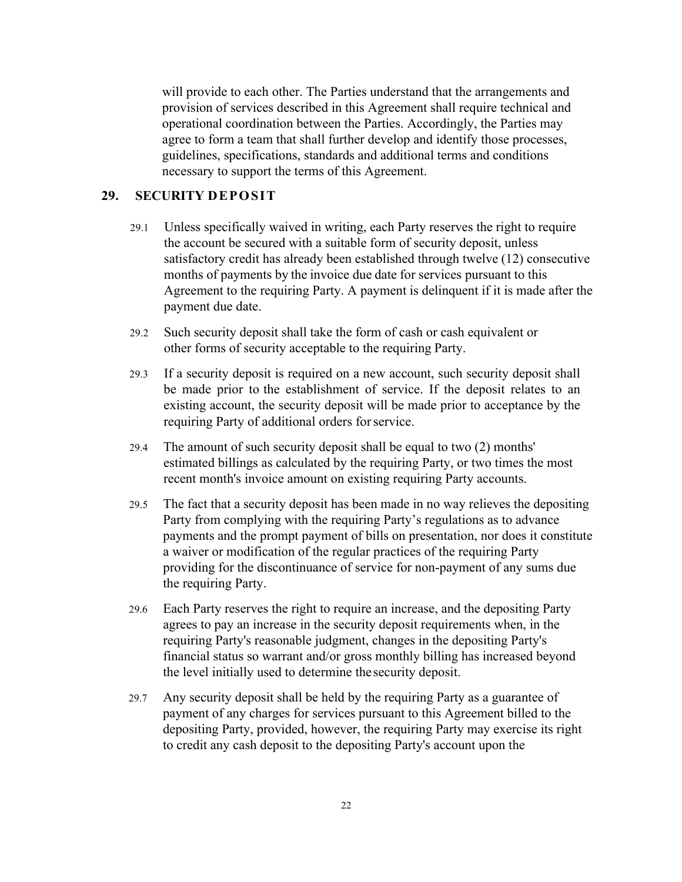will provide to each other. The Parties understand that the arrangements and provision of services described in this Agreement shall require technical and operational coordination between the Parties. Accordingly, the Parties may agree to form a team that shall further develop and identify those processes, guidelines, specifications, standards and additional terms and conditions necessary to support the terms of this Agreement.

## 29. SECURITY DEPOSIT

29.1 Unless specifically waived in writing, each Party reserves the right to require the account be secured with a suitable form of security deposit, unless satisfactory credit has already been established through twelve (12) consecutive months of payments by the invoice due date for services pursuant to this Agreement to the requiring Party. A payment is delinquent if it is made after the payment due date.

29.2 Such security deposit shall take the form of cash or cash equivalent or other forms of security acceptable to the requiring Party.

29.3 If a security deposit is required on a new account, such security deposit shall be made prior to the establishment of service. If the deposit relates to an existing account, the security deposit will be made prior to acceptance by the requiring Party of additional orders for service.

29.4 The amount of such security deposit shall be equal to two (2) months' estimated billings as calculated by the requiring Party, or two times the most recent month's invoice amount on existing requiring Party accounts.

29.5 The fact that a security deposit has been made in no way relieves the depositing Party from complying with the requiring Party's regulations as to advance payments and the prompt payment of bills on presentation, nor does it constitute a waiver or modification of the regular practices of the requiring Party providing for the discontinuance of service for non-payment of any sums due the requiring Party.

29.6 Each Party reserves the right to require an increase, and the depositing Party agrees to pay an increase in the security deposit requirements when, in the requiring Party's reasonable judgment, changes in the depositing Party's financial status so warrant and/or gross monthly billing has increased beyond the level initially used to determine the security deposit.

29.7 Any security deposit shall be held by the requiring Party as a guarantee of payment of any charges for services pursuant to this Agreement billed to the depositing Party, provided, however, the requiring Party may exercise its right to credit any cash deposit to the depositing Party's account upon the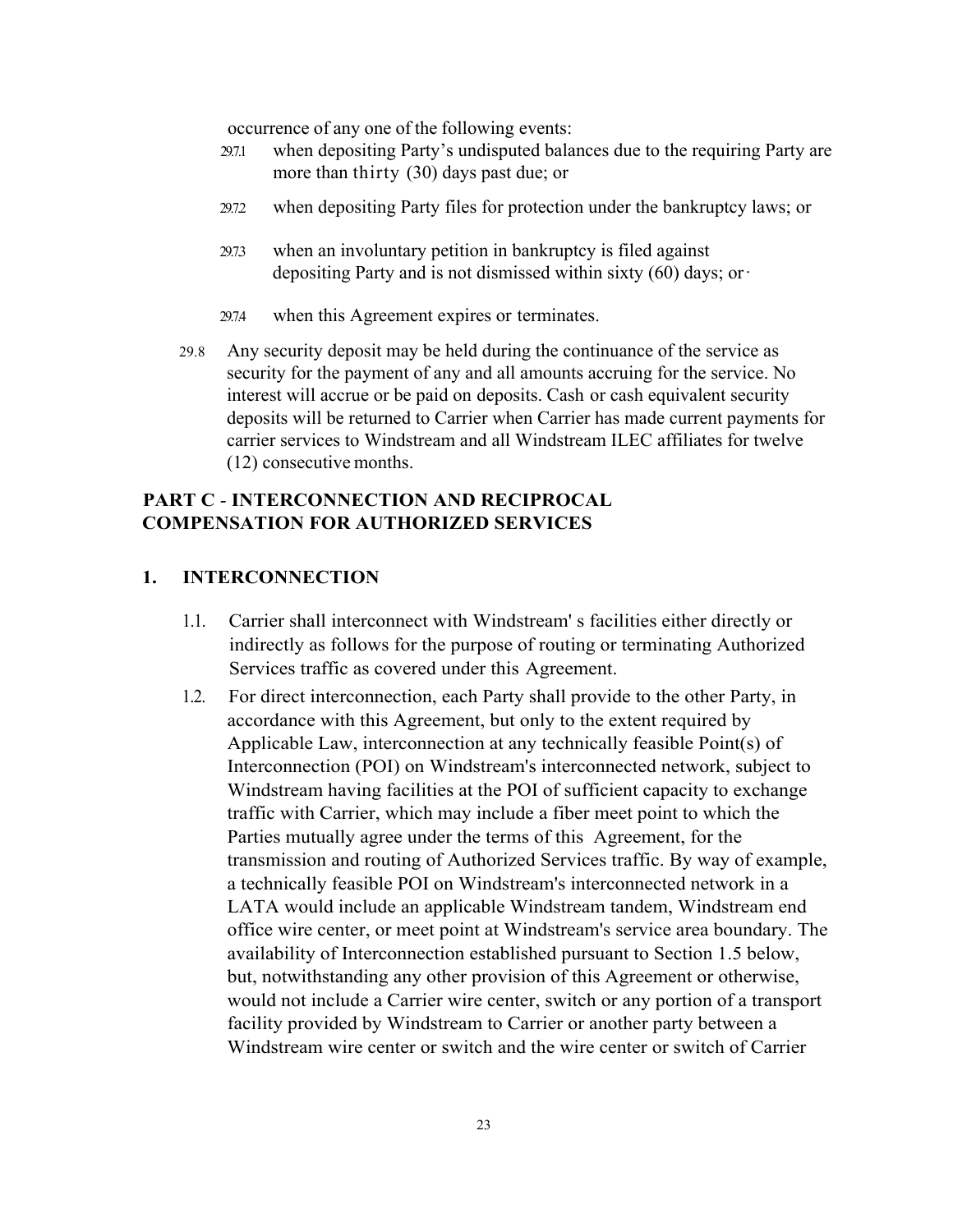occurrence of any one of the following events:

29.7.1 when depositing Party's undisputed balances due to the requiring Party are more than thirty (30) days past due; or

29.7.2 when depositing Party files for protection under the bankruptcy laws; or

29.7.3 when an involuntary petition in bankruptcy is filed against depositing Party and is not dismissed within sixty (60) days; or·

29.7.4 when this Agreement expires or terminates.

29.8 Any security deposit may be held during the continuance of the service as security for the payment of any and all amounts accruing for the service. No interest will accrue or be paid on deposits. Cash or cash equivalent security deposits will be returned to Carrier when Carrier has made current payments for carrier services to Windstream and all Windstream ILEC affiliates for twelve (12) consecutive months.

## PART C - INTERCONNECTION AND RECIPROCAL COMPENSATION FOR AUTHORIZED SERVICES

### 1. INTERCONNECTION

1.1. Carrier shall interconnect with Windstream' s facilities either directly or indirectly as follows for the purpose of routing or terminating Authorized Services traffic as covered under this Agreement.

1.2. For direct interconnection, each Party shall provide to the other Party, in accordance with this Agreement, but only to the extent required by Applicable Law, interconnection at any technically feasible Point(s) of Interconnection (POI) on Windstream's interconnected network, subject to Windstream having facilities at the POI of sufficient capacity to exchange traffic with Carrier, which may include a fiber meet point to which the Parties mutually agree under the terms of this Agreement, for the transmission and routing of Authorized Services traffic. By way of example, a technically feasible POI on Windstream's interconnected network in a LATA would include an applicable Windstream tandem, Windstream end office wire center, or meet point at Windstream's service area boundary. The availability of Interconnection established pursuant to Section 1.5 below, but, notwithstanding any other provision of this Agreement or otherwise, would not include a Carrier wire center, switch or any portion of a transport facility provided by Windstream to Carrier or another party between a Windstream wire center or switch and the wire center or switch of Carrier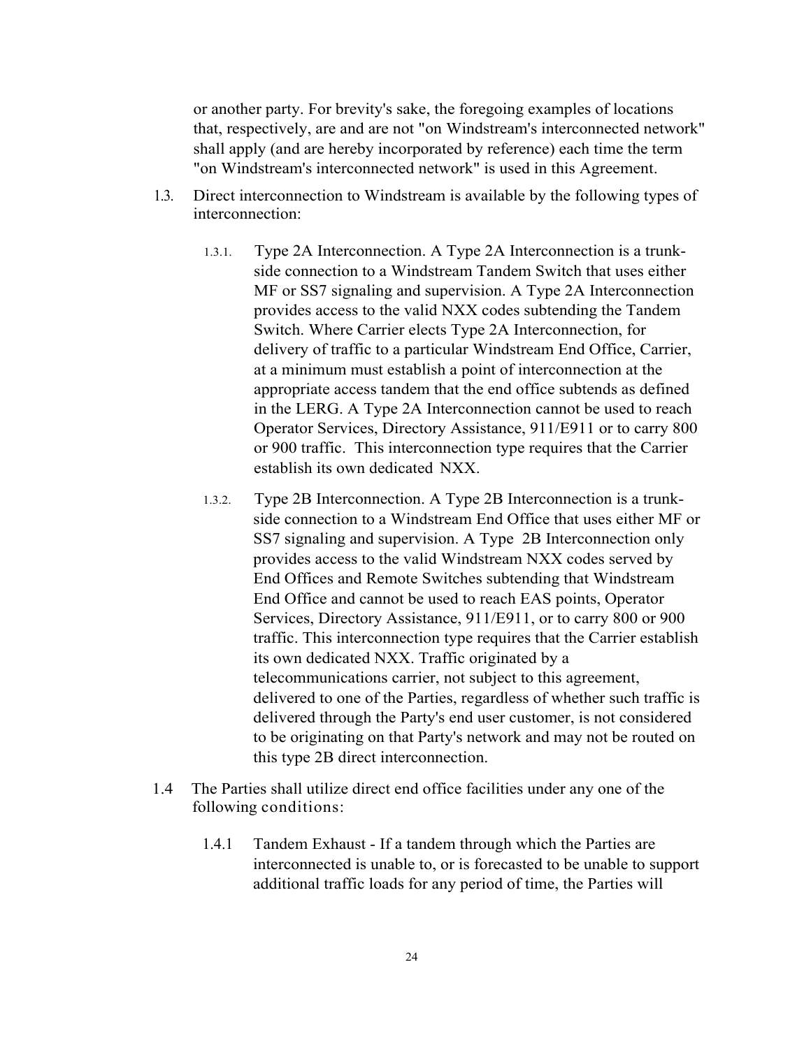or another party. For brevity's sake, the foregoing examples of locations that, respectively, are and are not "on Windstream's interconnected network" shall apply (and are hereby incorporated by reference) each time the term "on Windstream's interconnected network" is used in this Agreement.

1.3. Direct interconnection to Windstream is available by the following types of interconnection:

1.3.1. Type 2A Interconnection. A Type 2A Interconnection is a trunk-side connection to a Windstream Tandem Switch that uses either MF or SS7 signaling and supervision. A Type 2A Interconnection provides access to the valid NXX codes subtending the Tandem Switch. Where Carrier elects Type 2A Interconnection, for delivery of traffic to a particular Windstream End Office, Carrier, at a minimum must establish a point of interconnection at the appropriate access tandem that the end office subtends as defined in the LERG. A Type 2A Interconnection cannot be used to reach Operator Services, Directory Assistance, 911/E911 or to carry 800 or 900 traffic. This interconnection type requires that the Carrier establish its own dedicated NXX.

1.3.2. Type 2B Interconnection. A Type 2B Interconnection is a trunk-side connection to a Windstream End Office that uses either MF or SS7 signaling and supervision. A Type 2B Interconnection only provides access to the valid Windstream NXX codes served by End Offices and Remote Switches subtending that Windstream End Office and cannot be used to reach EAS points, Operator Services, Directory Assistance, 911/E911, or to carry 800 or 900 traffic. This interconnection type requires that the Carrier establish its own dedicated NXX. Traffic originated by a telecommunications carrier, not subject to this agreement, delivered to one of the Parties, regardless of whether such traffic is delivered through the Party's end user customer, is not considered to be originating on that Party's network and may not be routed on this type 2B direct interconnection.

1.4 The Parties shall utilize direct end office facilities under any one of the following conditions:

1.4.1 Tandem Exhaust - If a tandem through which the Parties are interconnected is unable to, or is forecasted to be unable to support additional traffic loads for any period of time, the Parties will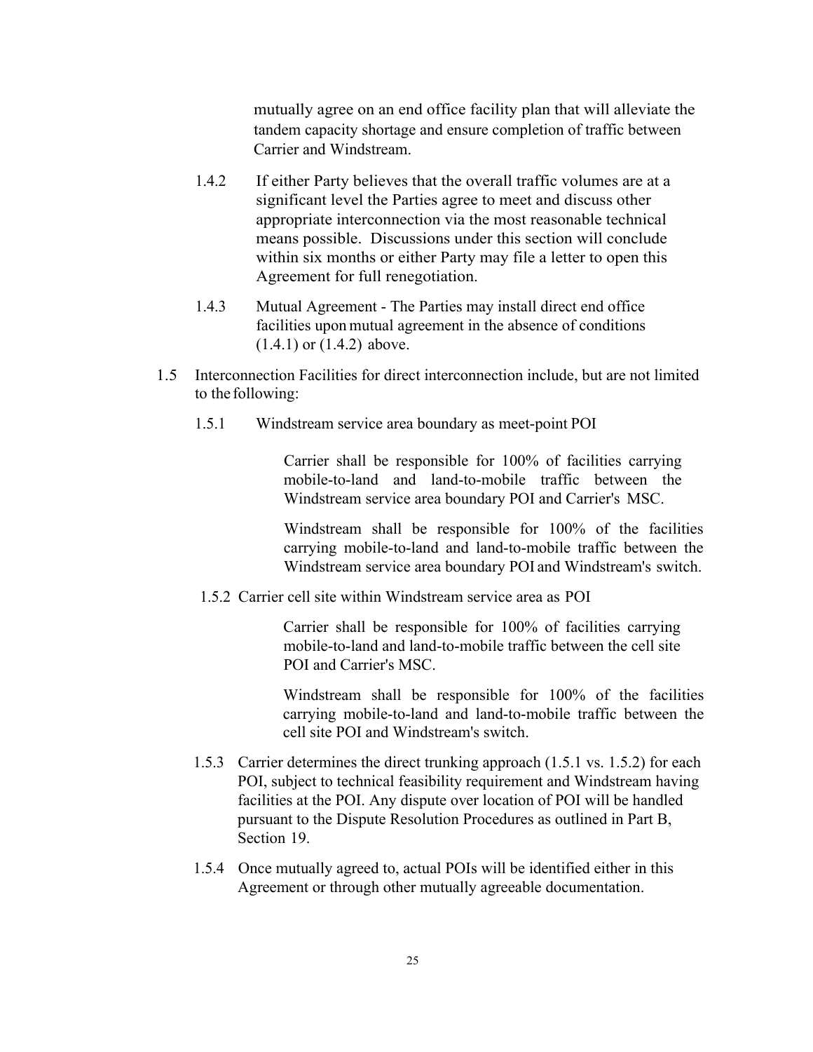mutually agree on an end office facility plan that will alleviate the tandem capacity shortage and ensure completion of traffic between Carrier and Windstream.

1.4.2 If either Party believes that the overall traffic volumes are at a significant level the Parties agree to meet and discuss other appropriate interconnection via the most reasonable technical means possible. Discussions under this section will conclude within six months or either Party may file a letter to open this Agreement for full renegotiation.

1.4.3 Mutual Agreement - The Parties may install direct end office facilities upon mutual agreement in the absence of conditions (1.4.1) or (1.4.2) above.

1.5 Interconnection Facilities for direct interconnection include, but are not limited to the following:

1.5.1 Windstream service area boundary as meet-point POI

Carrier shall be responsible for 100% of facilities carrying mobile-to-land and land-to-mobile traffic between the Windstream service area boundary POI and Carrier's MSC.

Windstream shall be responsible for 100% of the facilities carrying mobile-to-land and land-to-mobile traffic between the Windstream service area boundary POI and Windstream's switch.

1.5.2 Carrier cell site within Windstream service area as POI

Carrier shall be responsible for 100% of facilities carrying mobile-to-land and land-to-mobile traffic between the cell site POI and Carrier's MSC.

Windstream shall be responsible for 100% of the facilities carrying mobile-to-land and land-to-mobile traffic between the cell site POI and Windstream's switch.

1.5.3 Carrier determines the direct trunking approach (1.5.1 vs. 1.5.2) for each POI, subject to technical feasibility requirement and Windstream having facilities at the POI. Any dispute over location of POI will be handled pursuant to the Dispute Resolution Procedures as outlined in Part B, Section 19.

1.5.4 Once mutually agreed to, actual POIs will be identified either in this Agreement or through other mutually agreeable documentation.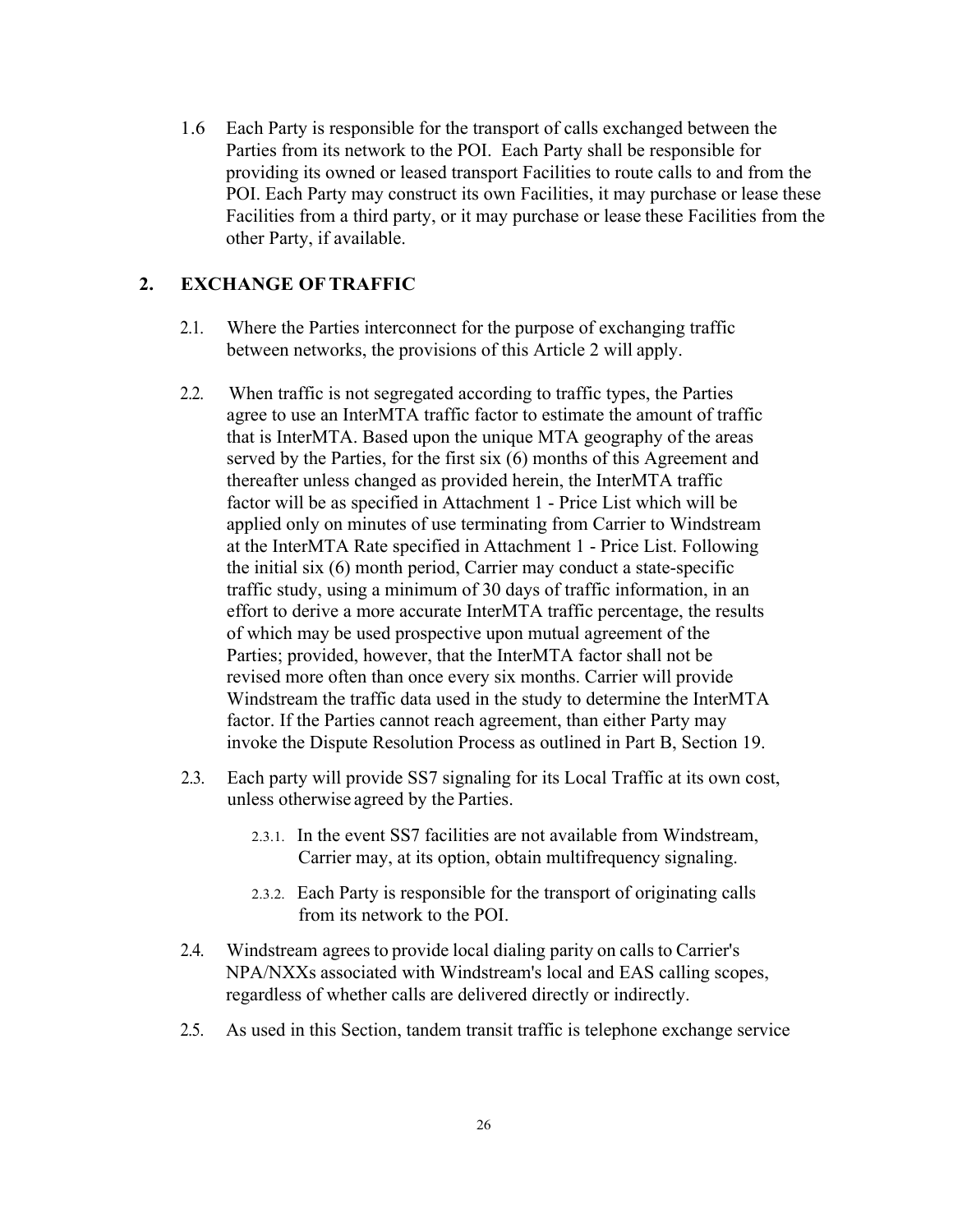1.6 Each Party is responsible for the transport of calls exchanged between the Parties from its network to the POI. Each Party shall be responsible for providing its owned or leased transport Facilities to route calls to and from the POI. Each Party may construct its own Facilities, it may purchase or lease these Facilities from a third party, or it may purchase or lease these Facilities from the other Party, if available.

## 2. EXCHANGE OF TRAFFIC

2.1. Where the Parties interconnect for the purpose of exchanging traffic between networks, the provisions of this Article 2 will apply.

2.2. When traffic is not segregated according to traffic types, the Parties agree to use an InterMTA traffic factor to estimate the amount of traffic that is InterMTA. Based upon the unique MTA geography of the areas served by the Parties, for the first six (6) months of this Agreement and thereafter unless changed as provided herein, the InterMTA traffic factor will be as specified in Attachment 1 - Price List which will be applied only on minutes of use terminating from Carrier to Windstream at the InterMTA Rate specified in Attachment 1 - Price List. Following the initial six (6) month period, Carrier may conduct a state-specific traffic study, using a minimum of 30 days of traffic information, in an effort to derive a more accurate InterMTA traffic percentage, the results of which may be used prospective upon mutual agreement of the Parties; provided, however, that the InterMTA factor shall not be revised more often than once every six months. Carrier will provide Windstream the traffic data used in the study to determine the InterMTA factor. If the Parties cannot reach agreement, than either Party may invoke the Dispute Resolution Process as outlined in Part B, Section 19.

2.3. Each party will provide SS7 signaling for its Local Traffic at its own cost, unless otherwise agreed by the Parties.

2.3.1. In the event SS7 facilities are not available from Windstream, Carrier may, at its option, obtain multifrequency signaling.

2.3.2. Each Party is responsible for the transport of originating calls from its network to the POI.

2.4. Windstream agrees to provide local dialing parity on calls to Carrier's NPA/NXXs associated with Windstream's local and EAS calling scopes, regardless of whether calls are delivered directly or indirectly.

2.5. As used in this Section, tandem transit traffic is telephone exchange service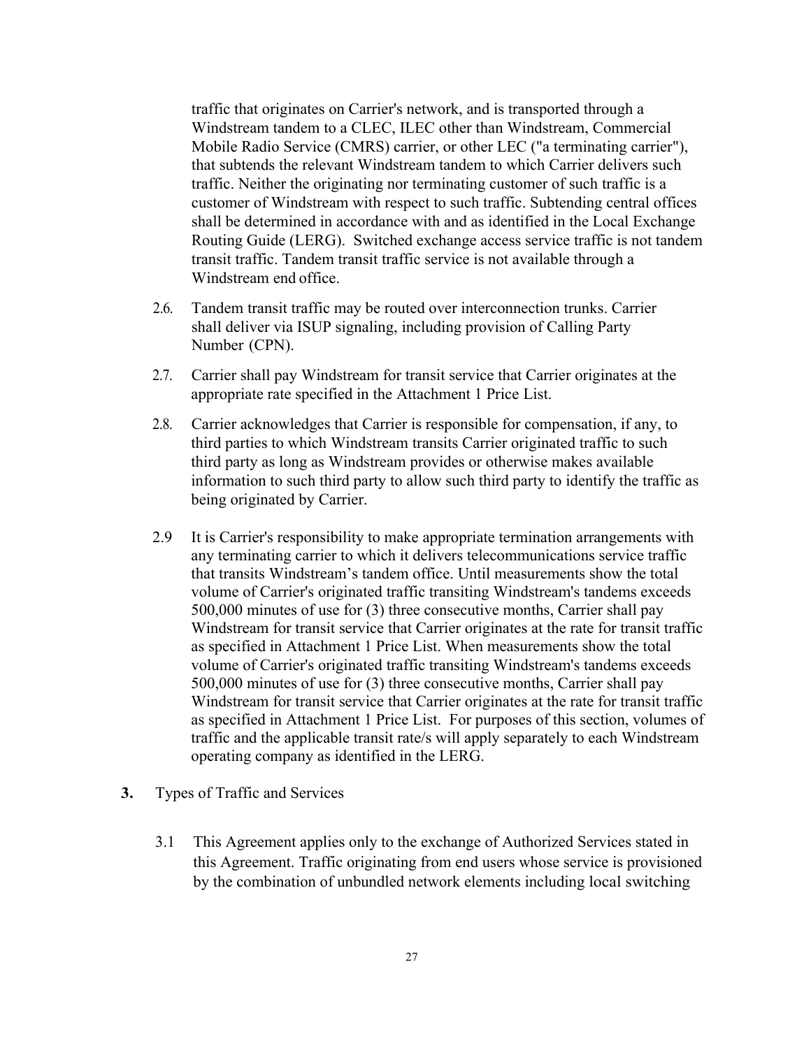traffic that originates on Carrier's network, and is transported through a Windstream tandem to a CLEC, ILEC other than Windstream, Commercial Mobile Radio Service (CMRS) carrier, or other LEC ("a terminating carrier"), that subtends the relevant Windstream tandem to which Carrier delivers such traffic. Neither the originating nor terminating customer of such traffic is a customer of Windstream with respect to such traffic. Subtending central offices shall be determined in accordance with and as identified in the Local Exchange Routing Guide (LERG). Switched exchange access service traffic is not tandem transit traffic. Tandem transit traffic service is not available through a Windstream end office.

2.6. Tandem transit traffic may be routed over interconnection trunks. Carrier shall deliver via ISUP signaling, including provision of Calling Party Number (CPN).

2.7. Carrier shall pay Windstream for transit service that Carrier originates at the appropriate rate specified in the Attachment 1 Price List.

2.8. Carrier acknowledges that Carrier is responsible for compensation, if any, to third parties to which Windstream transits Carrier originated traffic to such third party as long as Windstream provides or otherwise makes available information to such third party to allow such third party to identify the traffic as being originated by Carrier.

2.9 It is Carrier's responsibility to make appropriate termination arrangements with any terminating carrier to which it delivers telecommunications service traffic that transits Windstream's tandem office. Until measurements show the total volume of Carrier's originated traffic transiting Windstream's tandems exceeds 500,000 minutes of use for (3) three consecutive months, Carrier shall pay Windstream for transit service that Carrier originates at the rate for transit traffic as specified in Attachment 1 Price List. When measurements show the total volume of Carrier's originated traffic transiting Windstream's tandems exceeds 500,000 minutes of use for (3) three consecutive months, Carrier shall pay Windstream for transit service that Carrier originates at the rate for transit traffic as specified in Attachment 1 Price List. For purposes of this section, volumes of traffic and the applicable transit rate/s will apply separately to each Windstream operating company as identified in the LERG.

**3.** Types of Traffic and Services

3.1 This Agreement applies only to the exchange of Authorized Services stated in this Agreement. Traffic originating from end users whose service is provisioned by the combination of unbundled network elements including local switching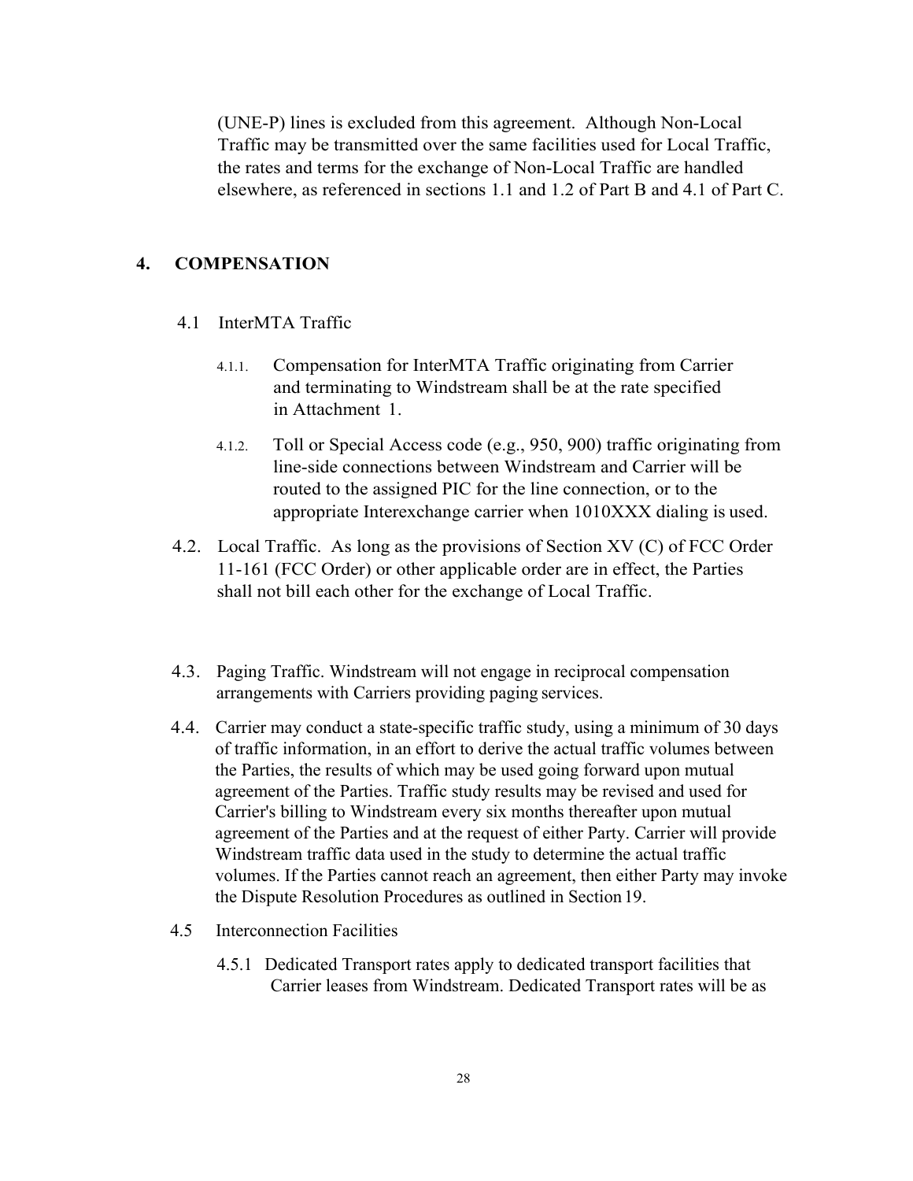(UNE-P) lines is excluded from this agreement. Although Non-Local Traffic may be transmitted over the same facilities used for Local Traffic, the rates and terms for the exchange of Non-Local Traffic are handled elsewhere, as referenced in sections 1.1 and 1.2 of Part B and 4.1 of Part C.

## 4. COMPENSATION

4.1 InterMTA Traffic

4.1.1. Compensation for InterMTA Traffic originating from Carrier and terminating to Windstream shall be at the rate specified in Attachment 1.

4.1.2. Toll or Special Access code (e.g., 950, 900) traffic originating from line-side connections between Windstream and Carrier will be routed to the assigned PIC for the line connection, or to the appropriate Interexchange carrier when 1010XXX dialing is used.

4.2. Local Traffic. As long as the provisions of Section XV (C) of FCC Order 11-161 (FCC Order) or other applicable order are in effect, the Parties shall not bill each other for the exchange of Local Traffic.

4.3. Paging Traffic. Windstream will not engage in reciprocal compensation arrangements with Carriers providing paging services.

4.4. Carrier may conduct a state-specific traffic study, using a minimum of 30 days of traffic information, in an effort to derive the actual traffic volumes between the Parties, the results of which may be used going forward upon mutual agreement of the Parties. Traffic study results may be revised and used for Carrier's billing to Windstream every six months thereafter upon mutual agreement of the Parties and at the request of either Party. Carrier will provide Windstream traffic data used in the study to determine the actual traffic volumes. If the Parties cannot reach an agreement, then either Party may invoke the Dispute Resolution Procedures as outlined in Section 19.

4.5 Interconnection Facilities

4.5.1 Dedicated Transport rates apply to dedicated transport facilities that Carrier leases from Windstream. Dedicated Transport rates will be as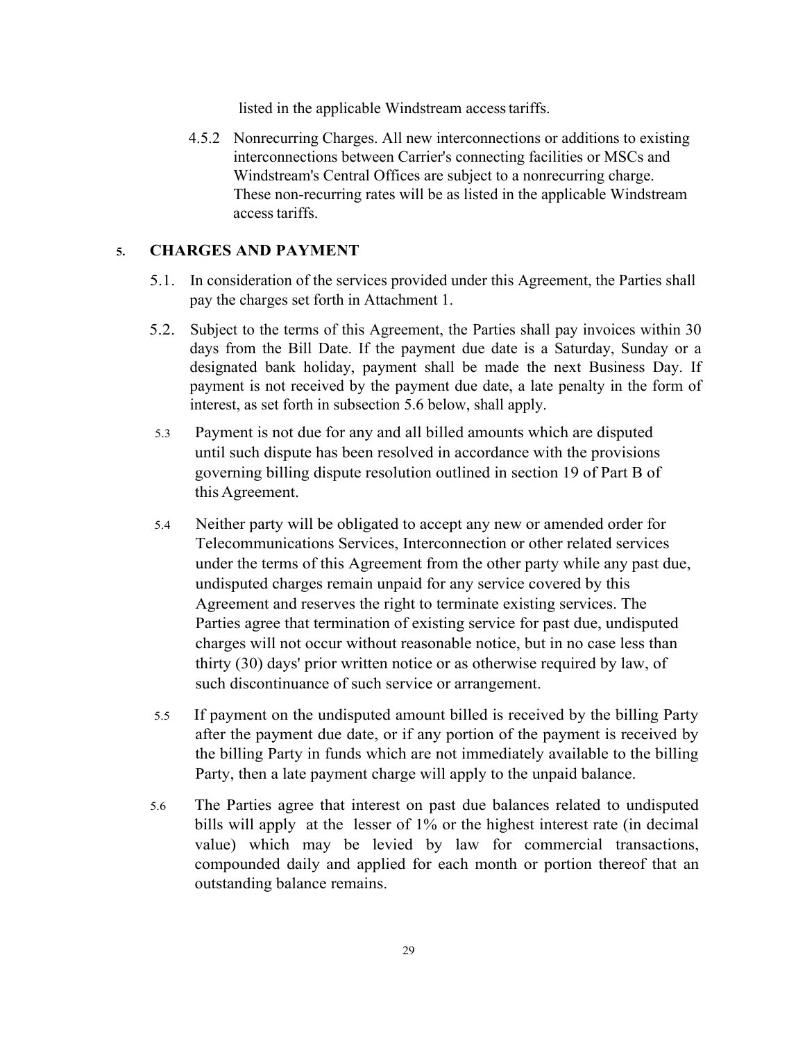listed in the applicable Windstream access tariffs.

4.5.2 Nonrecurring Charges. All new interconnections or additions to existing interconnections between Carrier's connecting facilities or MSCs and Windstream's Central Offices are subject to a nonrecurring charge. These non-recurring rates will be as listed in the applicable Windstream access tariffs.

## 5. CHARGES AND PAYMENT

5.1. In consideration of the services provided under this Agreement, the Parties shall pay the charges set forth in Attachment 1.

5.2. Subject to the terms of this Agreement, the Parties shall pay invoices within 30 days from the Bill Date. If the payment due date is a Saturday, Sunday or a designated bank holiday, payment shall be made the next Business Day. If payment is not received by the payment due date, a late penalty in the form of interest, as set forth in subsection 5.6 below, shall apply.

5.3 Payment is not due for any and all billed amounts which are disputed until such dispute has been resolved in accordance with the provisions governing billing dispute resolution outlined in section 19 of Part B of this Agreement.

5.4 Neither party will be obligated to accept any new or amended order for Telecommunications Services, Interconnection or other related services under the terms of this Agreement from the other party while any past due, undisputed charges remain unpaid for any service covered by this Agreement and reserves the right to terminate existing services. The Parties agree that termination of existing service for past due, undisputed charges will not occur without reasonable notice, but in no case less than thirty (30) days' prior written notice or as otherwise required by law, of such discontinuance of such service or arrangement.

5.5 If payment on the undisputed amount billed is received by the billing Party after the payment due date, or if any portion of the payment is received by the billing Party in funds which are not immediately available to the billing Party, then a late payment charge will apply to the unpaid balance.

5.6 The Parties agree that interest on past due balances related to undisputed bills will apply at the lesser of 1% or the highest interest rate (in decimal value) which may be levied by law for commercial transactions, compounded daily and applied for each month or portion thereof that an outstanding balance remains.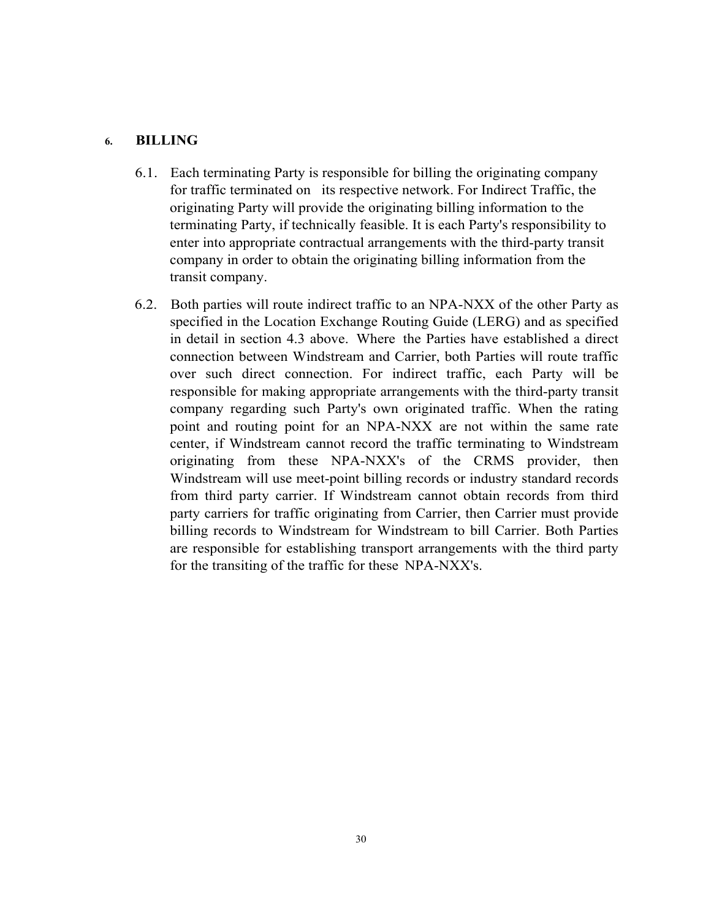## 6. BILLING

6.1. Each terminating Party is responsible for billing the originating company for traffic terminated on its respective network. For Indirect Traffic, the originating Party will provide the originating billing information to the terminating Party, if technically feasible. It is each Party's responsibility to enter into appropriate contractual arrangements with the third-party transit company in order to obtain the originating billing information from the transit company.

6.2. Both parties will route indirect traffic to an NPA-NXX of the other Party as specified in the Location Exchange Routing Guide (LERG) and as specified in detail in section 4.3 above. Where the Parties have established a direct connection between Windstream and Carrier, both Parties will route traffic over such direct connection. For indirect traffic, each Party will be responsible for making appropriate arrangements with the third-party transit company regarding such Party's own originated traffic. When the rating point and routing point for an NPA-NXX are not within the same rate center, if Windstream cannot record the traffic terminating to Windstream originating from these NPA-NXX's of the CRMS provider, then Windstream will use meet-point billing records or industry standard records from third party carrier. If Windstream cannot obtain records from third party carriers for traffic originating from Carrier, then Carrier must provide billing records to Windstream for Windstream to bill Carrier. Both Parties are responsible for establishing transport arrangements with the third party for the transiting of the traffic for these NPA-NXX's.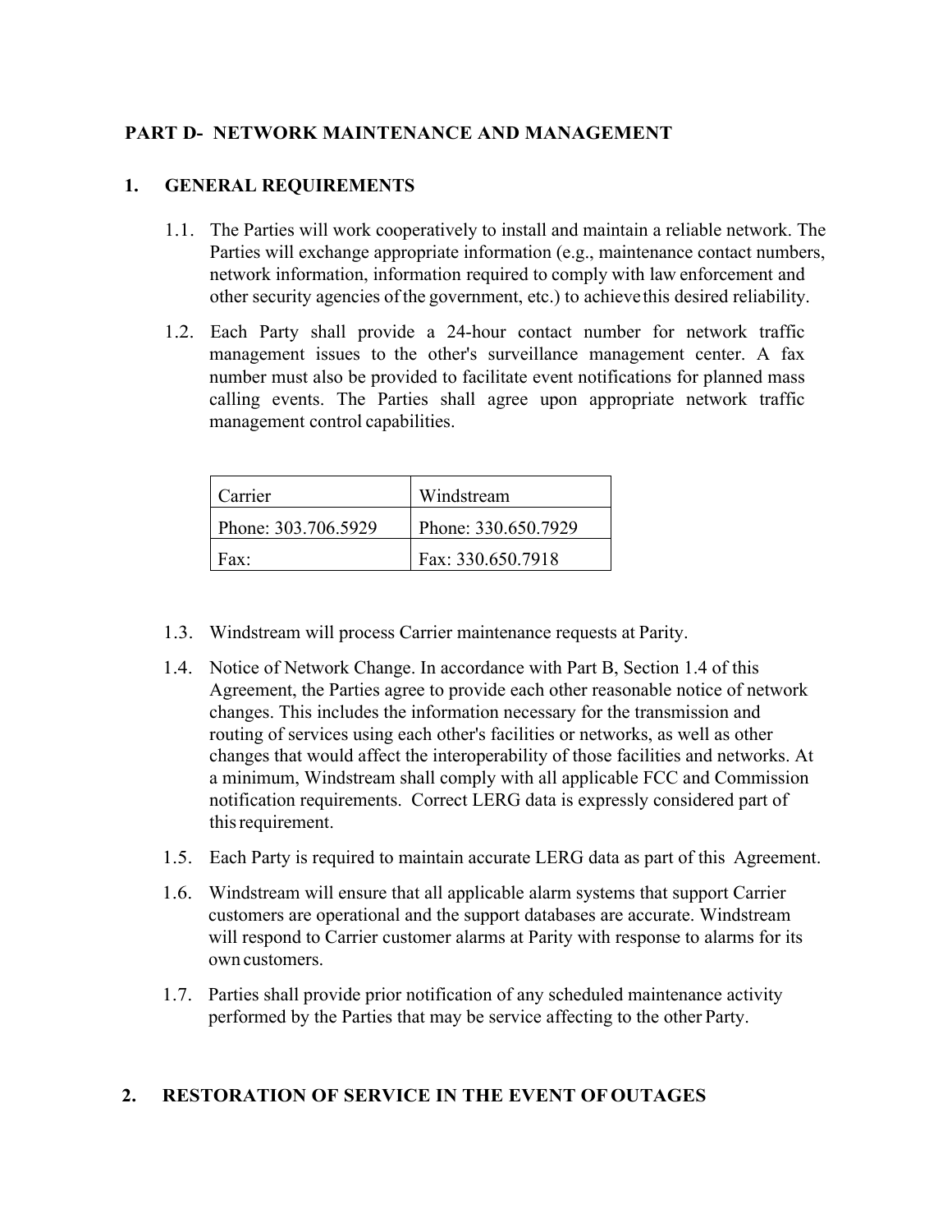## PART D- NETWORK MAINTENANCE AND MANAGEMENT

### 1. GENERAL REQUIREMENTS

1.1. The Parties will work cooperatively to install and maintain a reliable network. The Parties will exchange appropriate information (e.g., maintenance contact numbers, network information, information required to comply with law enforcement and other security agencies of the government, etc.) to achieve this desired reliability.

1.2. Each Party shall provide a 24-hour contact number for network traffic management issues to the other's surveillance management center. A fax number must also be provided to facilitate event notifications for planned mass calling events. The Parties shall agree upon appropriate network traffic management control capabilities.

| Carrier | Windstream |
|---|---|
| Phone: 303.706.5929 | Phone: 330.650.7929 |
| Fax: | Fax: 330.650.7918 |

1.3. Windstream will process Carrier maintenance requests at Parity.

1.4. Notice of Network Change. In accordance with Part B, Section 1.4 of this Agreement, the Parties agree to provide each other reasonable notice of network changes. This includes the information necessary for the transmission and routing of services using each other's facilities or networks, as well as other changes that would affect the interoperability of those facilities and networks. At a minimum, Windstream shall comply with all applicable FCC and Commission notification requirements. Correct LERG data is expressly considered part of this requirement.

1.5. Each Party is required to maintain accurate LERG data as part of this Agreement.

1.6. Windstream will ensure that all applicable alarm systems that support Carrier customers are operational and the support databases are accurate. Windstream will respond to Carrier customer alarms at Parity with response to alarms for its own customers.

1.7. Parties shall provide prior notification of any scheduled maintenance activity performed by the Parties that may be service affecting to the other Party.

### 2. RESTORATION OF SERVICE IN THE EVENT OF OUTAGES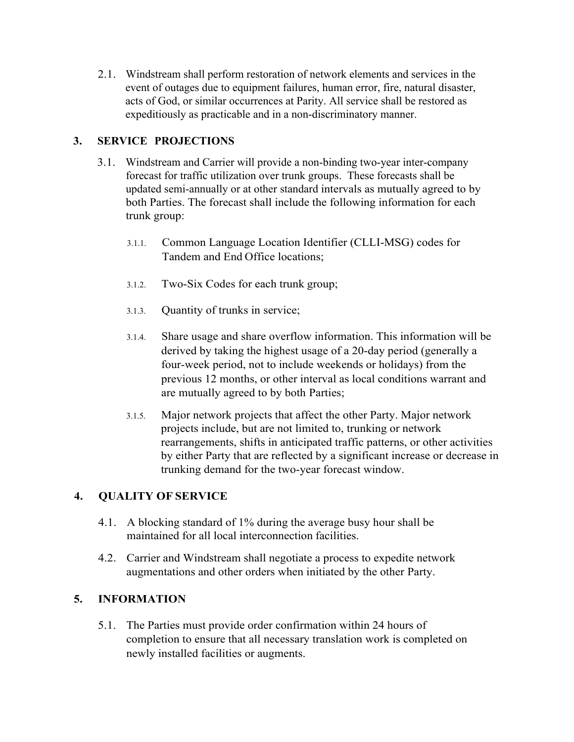2.1. Windstream shall perform restoration of network elements and services in the event of outages due to equipment failures, human error, fire, natural disaster, acts of God, or similar occurrences at Parity. All service shall be restored as expeditiously as practicable and in a non-discriminatory manner.

## 3. SERVICE PROJECTIONS

3.1. Windstream and Carrier will provide a non-binding two-year inter-company forecast for traffic utilization over trunk groups. These forecasts shall be updated semi-annually or at other standard intervals as mutually agreed to by both Parties. The forecast shall include the following information for each trunk group:

3.1.1. Common Language Location Identifier (CLLI-MSG) codes for Tandem and End Office locations;

3.1.2. Two-Six Codes for each trunk group;

3.1.3. Quantity of trunks in service;

3.1.4. Share usage and share overflow information. This information will be derived by taking the highest usage of a 20-day period (generally a four-week period, not to include weekends or holidays) from the previous 12 months, or other interval as local conditions warrant and are mutually agreed to by both Parties;

3.1.5. Major network projects that affect the other Party. Major network projects include, but are not limited to, trunking or network rearrangements, shifts in anticipated traffic patterns, or other activities by either Party that are reflected by a significant increase or decrease in trunking demand for the two-year forecast window.

## 4. QUALITY OF SERVICE

4.1. A blocking standard of 1% during the average busy hour shall be maintained for all local interconnection facilities.

4.2. Carrier and Windstream shall negotiate a process to expedite network augmentations and other orders when initiated by the other Party.

## 5. INFORMATION

5.1. The Parties must provide order confirmation within 24 hours of completion to ensure that all necessary translation work is completed on newly installed facilities or augments.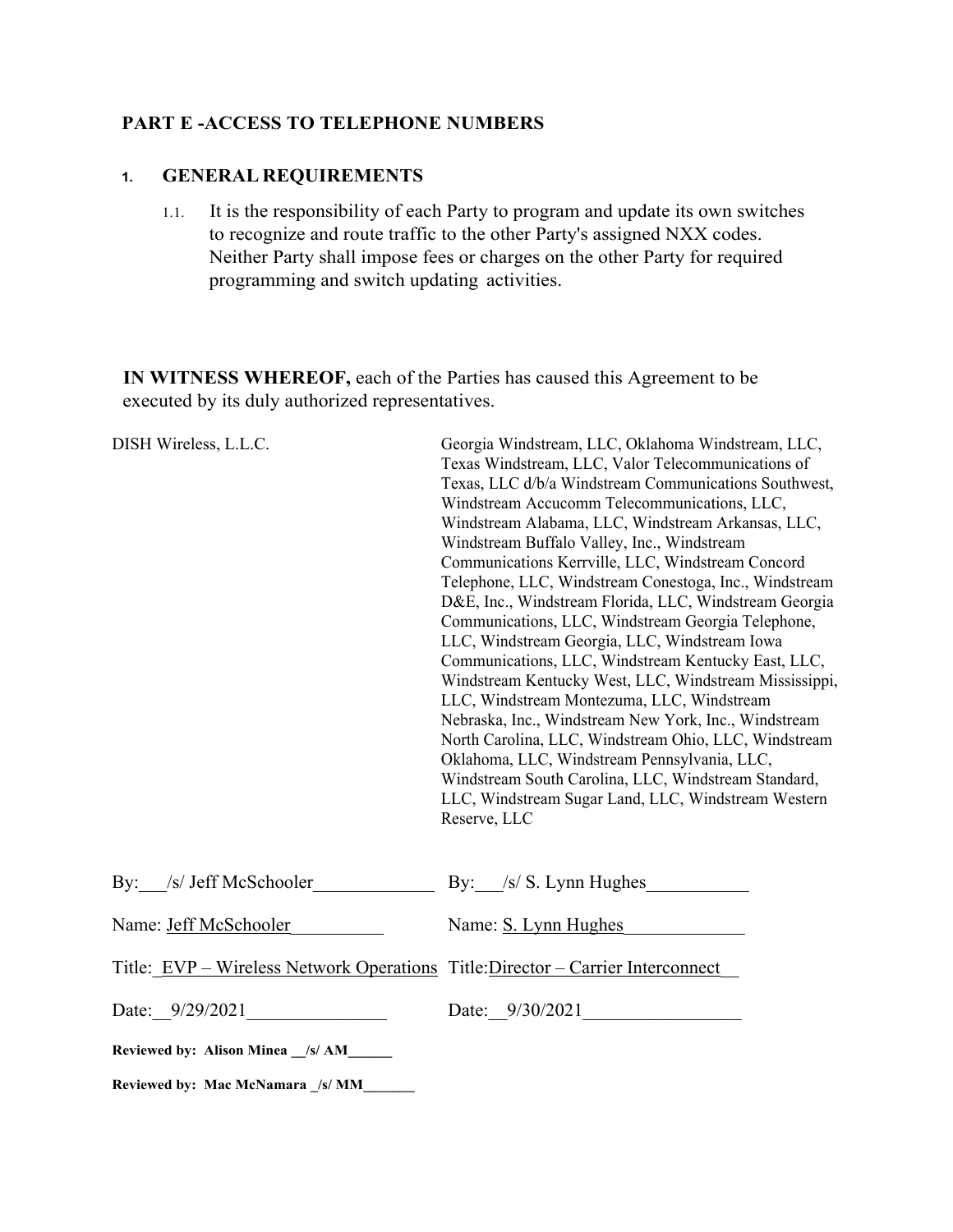## PART E -ACCESS TO TELEPHONE NUMBERS

### 1. GENERAL REQUIREMENTS

1.1. It is the responsibility of each Party to program and update its own switches to recognize and route traffic to the other Party's assigned NXX codes. Neither Party shall impose fees or charges on the other Party for required programming and switch updating activities.

**IN WITNESS WHEREOF,** each of the Parties has caused this Agreement to be executed by its duly authorized representatives.

| DISH Wireless, L.L.C. | Georgia Windstream, LLC, Oklahoma Windstream, LLC, Texas Windstream, LLC, Valor Telecommunications of Texas, LLC d/b/a Windstream Communications Southwest, Windstream Accucomm Telecommunications, LLC, Windstream Alabama, LLC, Windstream Arkansas, LLC, Windstream Buffalo Valley, Inc., Windstream Communications Kerrville, LLC, Windstream Concord Telephone, LLC, Windstream Conestoga, Inc., Windstream D&E, Inc., Windstream Florida, LLC, Windstream Georgia Communications, LLC, Windstream Georgia Telephone, LLC, Windstream Georgia, LLC, Windstream Iowa Communications, LLC, Windstream Kentucky East, LLC, Windstream Kentucky West, LLC, Windstream Mississippi, LLC, Windstream Montezuma, LLC, Windstream Nebraska, Inc., Windstream New York, Inc., Windstream North Carolina, LLC, Windstream Ohio, LLC, Windstream Oklahoma, LLC, Windstream Pennsylvania, LLC, Windstream South Carolina, LLC, Windstream Standard, LLC, Windstream Sugar Land, LLC, Windstream Western Reserve, LLC |
|---|---|
| By: /s/ Jeff McSchooler | By: /s/ S. Lynn Hughes |
| Name: Jeff McSchooler | Name: S. Lynn Hughes |
| Title: EVP – Wireless Network Operations | Title: Director – Carrier Interconnect |
| Date: 9/29/2021 | Date: 9/30/2021 |

**Reviewed by: Alison Minea /s/ AM**

**Reviewed by: Mac McNamara /s/ MM**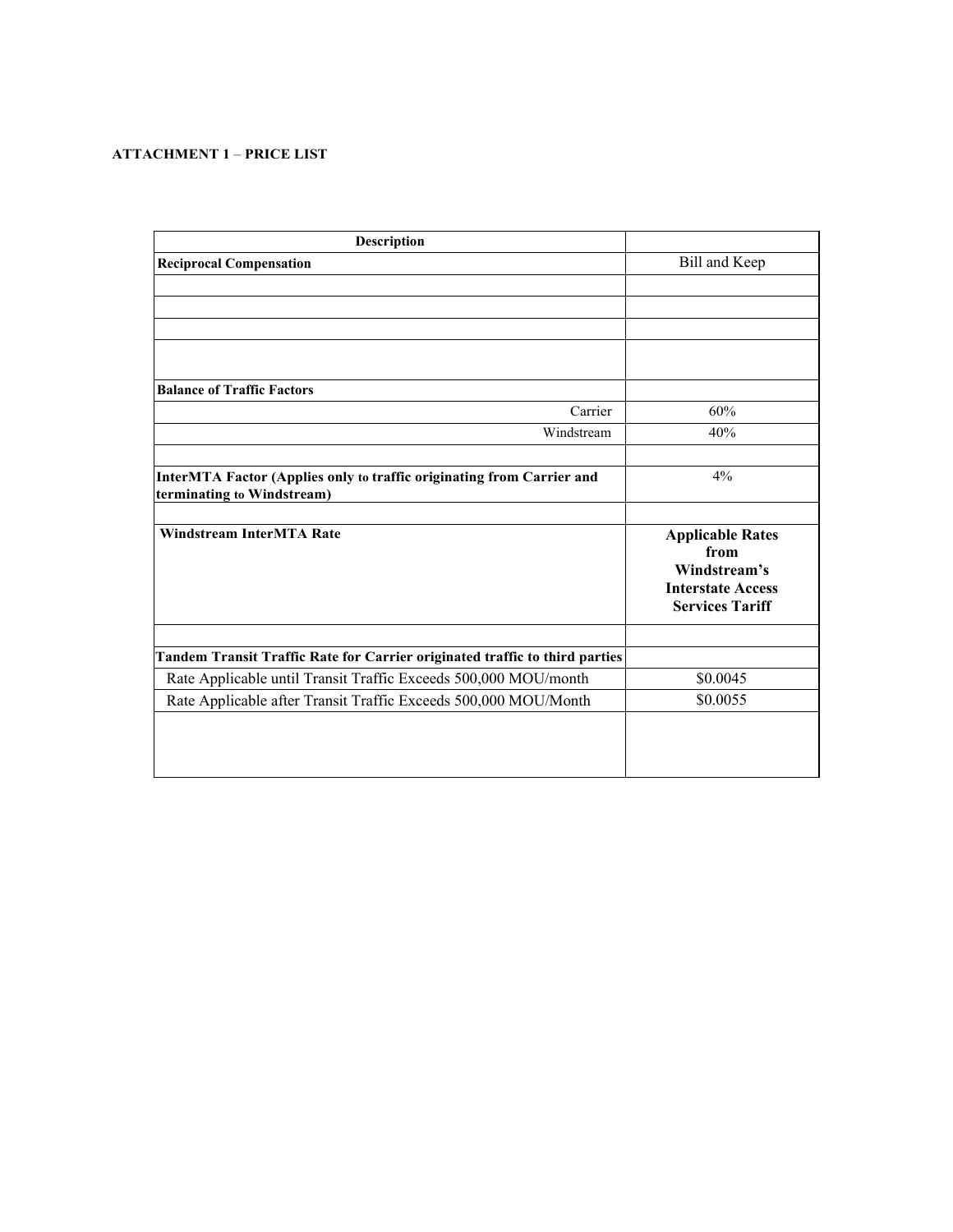**ATTACHMENT 1 – PRICE LIST**

| Description | |
|---|---|
| **Reciprocal Compensation** | Bill and Keep |
| | |
| | |
| | |
| | |
| **Balance of Traffic Factors** | |
| Carrier | 60% |
| Windstream | 40% |
| | |
| **InterMTA Factor (Applies only to traffic originating from Carrier and terminating to Windstream)** | 4% |
| | |
| **Windstream InterMTA Rate** | **Applicable Rates from Windstream's Interstate Access Services Tariff** |
| | |
| **Tandem Transit Traffic Rate for Carrier originated traffic to third parties** | |
| Rate Applicable until Transit Traffic Exceeds 500,000 MOU/month | $0.0045 |
| Rate Applicable after Transit Traffic Exceeds 500,000 MOU/Month | $0.0055 |
| | |